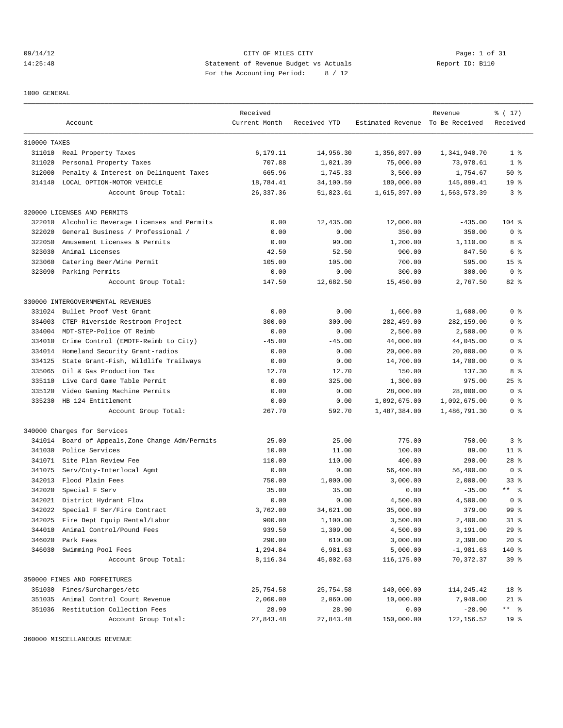CITY OF MILES CITY
Statement of Revenue Budget vs Actuals
For the Accounting Period: 8 / 12

09/14/12
14:25:48

Report ID: B110

1000 GENERAL

| | Account | Received Current Month | Received YTD | Estimated Revenue | Revenue To Be Received | % ( 17) Received |
|---|---|---|---|---|---|---|
| 310000 TAXES | | | | | | |
| 311010 | Real Property Taxes | 6,179.11 | 14,956.30 | 1,356,897.00 | 1,341,940.70 | 1 % |
| 311020 | Personal Property Taxes | 707.88 | 1,021.39 | 75,000.00 | 73,978.61 | 1 % |
| 312000 | Penalty & Interest on Delinquent Taxes | 665.96 | 1,745.33 | 3,500.00 | 1,754.67 | 50 % |
| 314140 | LOCAL OPTION-MOTOR VEHICLE | 18,784.41 | 34,100.59 | 180,000.00 | 145,899.41 | 19 % |
| | Account Group Total: | 26,337.36 | 51,823.61 | 1,615,397.00 | 1,563,573.39 | 3 % |
| 320000 LICENSES AND PERMITS | | | | | | |
| 322010 | Alcoholic Beverage Licenses and Permits | 0.00 | 12,435.00 | 12,000.00 | -435.00 | 104 % |
| 322020 | General Business / Professional / | 0.00 | 0.00 | 350.00 | 350.00 | 0 % |
| 322050 | Amusement Licenses & Permits | 0.00 | 90.00 | 1,200.00 | 1,110.00 | 8 % |
| 323030 | Animal Licenses | 42.50 | 52.50 | 900.00 | 847.50 | 6 % |
| 323060 | Catering Beer/Wine Permit | 105.00 | 105.00 | 700.00 | 595.00 | 15 % |
| 323090 | Parking Permits | 0.00 | 0.00 | 300.00 | 300.00 | 0 % |
| | Account Group Total: | 147.50 | 12,682.50 | 15,450.00 | 2,767.50 | 82 % |
| 330000 INTERGOVERNMENTAL REVENUES | | | | | | |
| 331024 | Bullet Proof Vest Grant | 0.00 | 0.00 | 1,600.00 | 1,600.00 | 0 % |
| 334003 | CTEP-Riverside Restroom Project | 300.00 | 300.00 | 282,459.00 | 282,159.00 | 0 % |
| 334004 | MDT-STEP-Police OT Reimb | 0.00 | 0.00 | 2,500.00 | 2,500.00 | 0 % |
| 334010 | Crime Control (EMDTF-Reimb to City) | -45.00 | -45.00 | 44,000.00 | 44,045.00 | 0 % |
| 334014 | Homeland Security Grant-radios | 0.00 | 0.00 | 20,000.00 | 20,000.00 | 0 % |
| 334125 | State Grant-Fish, Wildlife Trailways | 0.00 | 0.00 | 14,700.00 | 14,700.00 | 0 % |
| 335065 | Oil & Gas Production Tax | 12.70 | 12.70 | 150.00 | 137.30 | 8 % |
| 335110 | Live Card Game Table Permit | 0.00 | 325.00 | 1,300.00 | 975.00 | 25 % |
| 335120 | Video Gaming Machine Permits | 0.00 | 0.00 | 28,000.00 | 28,000.00 | 0 % |
| 335230 | HB 124 Entitlement | 0.00 | 0.00 | 1,092,675.00 | 1,092,675.00 | 0 % |
| | Account Group Total: | 267.70 | 592.70 | 1,487,384.00 | 1,486,791.30 | 0 % |
| 340000 Charges for Services | | | | | | |
| 341014 | Board of Appeals,Zone Change Adm/Permits | 25.00 | 25.00 | 775.00 | 750.00 | 3 % |
| 341030 | Police Services | 10.00 | 11.00 | 100.00 | 89.00 | 11 % |
| 341071 | Site Plan Review Fee | 110.00 | 110.00 | 400.00 | 290.00 | 28 % |
| 341075 | Serv/Cnty-Interlocal Agmt | 0.00 | 0.00 | 56,400.00 | 56,400.00 | 0 % |
| 342013 | Flood Plain Fees | 750.00 | 1,000.00 | 3,000.00 | 2,000.00 | 33 % |
| 342020 | Special F Serv | 35.00 | 35.00 | 0.00 | -35.00 | ** % |
| 342021 | District Hydrant Flow | 0.00 | 0.00 | 4,500.00 | 4,500.00 | 0 % |
| 342022 | Special F Ser/Fire Contract | 3,762.00 | 34,621.00 | 35,000.00 | 379.00 | 99 % |
| 342025 | Fire Dept Equip Rental/Labor | 900.00 | 1,100.00 | 3,500.00 | 2,400.00 | 31 % |
| 344010 | Animal Control/Pound Fees | 939.50 | 1,309.00 | 4,500.00 | 3,191.00 | 29 % |
| 346020 | Park Fees | 290.00 | 610.00 | 3,000.00 | 2,390.00 | 20 % |
| 346030 | Swimming Pool Fees | 1,294.84 | 6,981.63 | 5,000.00 | -1,981.63 | 140 % |
| | Account Group Total: | 8,116.34 | 45,802.63 | 116,175.00 | 70,372.37 | 39 % |
| 350000 FINES AND FORFEITURES | | | | | | |
| 351030 | Fines/Surcharges/etc | 25,754.58 | 25,754.58 | 140,000.00 | 114,245.42 | 18 % |
| 351035 | Animal Control Court Revenue | 2,060.00 | 2,060.00 | 10,000.00 | 7,940.00 | 21 % |
| 351036 | Restitution Collection Fees | 28.90 | 28.90 | 0.00 | -28.90 | ** % |
| | Account Group Total: | 27,843.48 | 27,843.48 | 150,000.00 | 122,156.52 | 19 % |

360000 MISCELLANEOUS REVENUE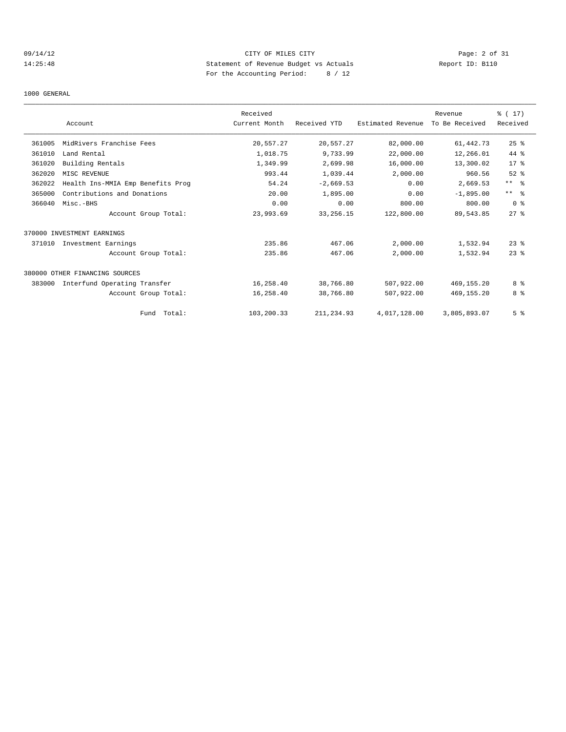09/14/12 CITY OF MILES CITY
14:25:48 Statement of Revenue Budget vs Actuals Report ID: B110
For the Accounting Period: 8 / 12

1000 GENERAL

| | Account | Received Current Month | Received YTD | Estimated Revenue | Revenue To Be Received | % ( 17) Received |
|---|---|---|---|---|---|---|
| 361005 | MidRivers Franchise Fees | 20,557.27 | 20,557.27 | 82,000.00 | 61,442.73 | 25 % |
| 361010 | Land Rental | 1,018.75 | 9,733.99 | 22,000.00 | 12,266.01 | 44 % |
| 361020 | Building Rentals | 1,349.99 | 2,699.98 | 16,000.00 | 13,300.02 | 17 % |
| 362020 | MISC REVENUE | 993.44 | 1,039.44 | 2,000.00 | 960.56 | 52 % |
| 362022 | Health Ins-MMIA Emp Benefits Prog | 54.24 | -2,669.53 | 0.00 | 2,669.53 | ** % |
| 365000 | Contributions and Donations | 20.00 | 1,895.00 | 0.00 | -1,895.00 | ** % |
| 366040 | Misc.-BHS | 0.00 | 0.00 | 800.00 | 800.00 | 0 % |
| | Account Group Total: | 23,993.69 | 33,256.15 | 122,800.00 | 89,543.85 | 27 % |
| 370000 INVESTMENT EARNINGS | | | | | | |
| 371010 | Investment Earnings | 235.86 | 467.06 | 2,000.00 | 1,532.94 | 23 % |
| | Account Group Total: | 235.86 | 467.06 | 2,000.00 | 1,532.94 | 23 % |
| 380000 OTHER FINANCING SOURCES | | | | | | |
| 383000 | Interfund Operating Transfer | 16,258.40 | 38,766.80 | 507,922.00 | 469,155.20 | 8 % |
| | Account Group Total: | 16,258.40 | 38,766.80 | 507,922.00 | 469,155.20 | 8 % |
| | Fund Total: | 103,200.33 | 211,234.93 | 4,017,128.00 | 3,805,893.07 | 5 % |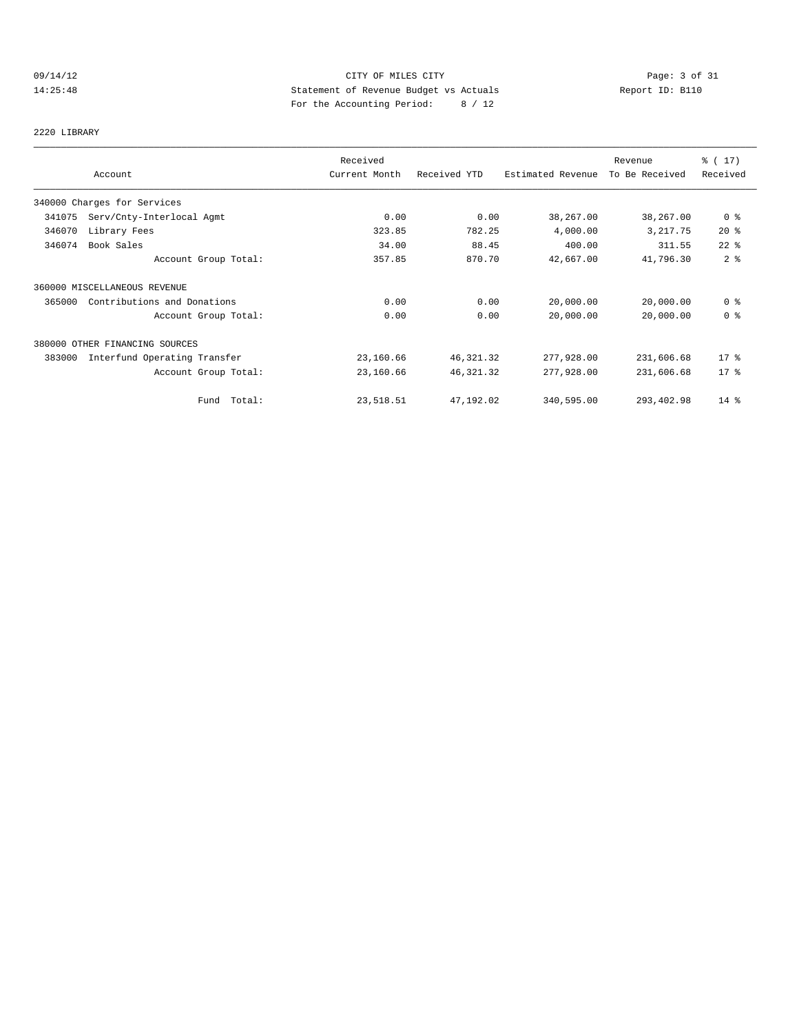CITY OF MILES CITY

Statement of Revenue Budget vs Actuals

For the Accounting Period: 8 / 12

09/14/12
14:25:48

Report ID: B110

2220 LIBRARY

| Account | Received Current Month | Received YTD | Estimated Revenue | Revenue To Be Received | % ( 17) Received |
|---|---|---|---|---|---|
| 340000 Charges for Services | | | | | |
| 341075 Serv/Cnty-Interlocal Agmt | 0.00 | 0.00 | 38,267.00 | 38,267.00 | 0 % |
| 346070 Library Fees | 323.85 | 782.25 | 4,000.00 | 3,217.75 | 20 % |
| 346074 Book Sales | 34.00 | 88.45 | 400.00 | 311.55 | 22 % |
| Account Group Total: | 357.85 | 870.70 | 42,667.00 | 41,796.30 | 2 % |
| 360000 MISCELLANEOUS REVENUE | | | | | |
| 365000 Contributions and Donations | 0.00 | 0.00 | 20,000.00 | 20,000.00 | 0 % |
| Account Group Total: | 0.00 | 0.00 | 20,000.00 | 20,000.00 | 0 % |
| 380000 OTHER FINANCING SOURCES | | | | | |
| 383000 Interfund Operating Transfer | 23,160.66 | 46,321.32 | 277,928.00 | 231,606.68 | 17 % |
| Account Group Total: | 23,160.66 | 46,321.32 | 277,928.00 | 231,606.68 | 17 % |
| Fund Total: | 23,518.51 | 47,192.02 | 340,595.00 | 293,402.98 | 14 % |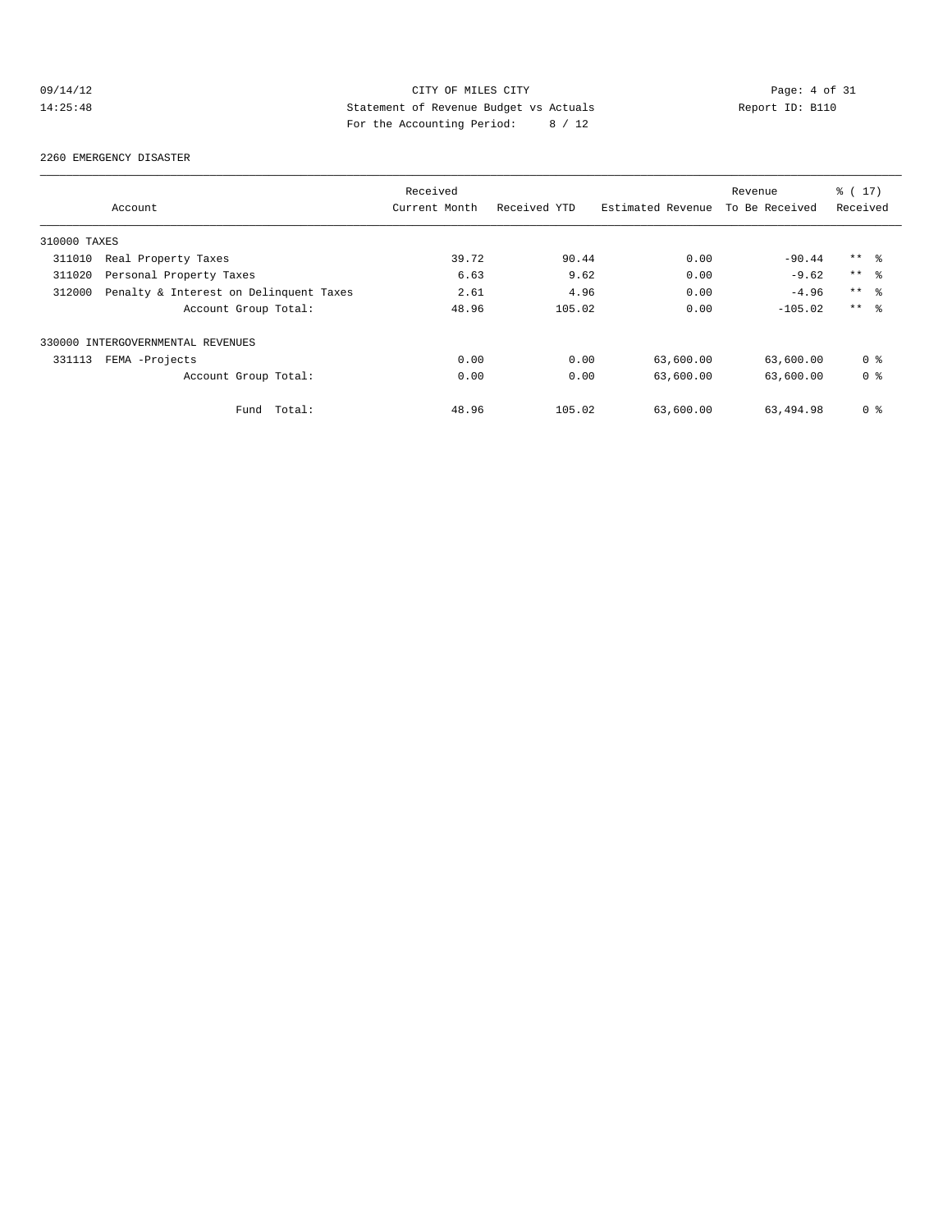09/14/12 CITY OF MILES CITY

14:25:48 Statement of Revenue Budget vs Actuals Report ID: B110

For the Accounting Period: 8 / 12

2260 EMERGENCY DISASTER

| Account | Received Current Month | Received YTD | Estimated Revenue | Revenue To Be Received | % ( 17) Received |
|---|---|---|---|---|---|
| 310000 TAXES | | | | | |
| 311010 Real Property Taxes | 39.72 | 90.44 | 0.00 | -90.44 | ** % |
| 311020 Personal Property Taxes | 6.63 | 9.62 | 0.00 | -9.62 | ** % |
| 312000 Penalty & Interest on Delinquent Taxes | 2.61 | 4.96 | 0.00 | -4.96 | ** % |
| Account Group Total: | 48.96 | 105.02 | 0.00 | -105.02 | ** % |
| 330000 INTERGOVERNMENTAL REVENUES | | | | | |
| 331113 FEMA -Projects | 0.00 | 0.00 | 63,600.00 | 63,600.00 | 0 % |
| Account Group Total: | 0.00 | 0.00 | 63,600.00 | 63,600.00 | 0 % |
| Fund Total: | 48.96 | 105.02 | 63,600.00 | 63,494.98 | 0 % |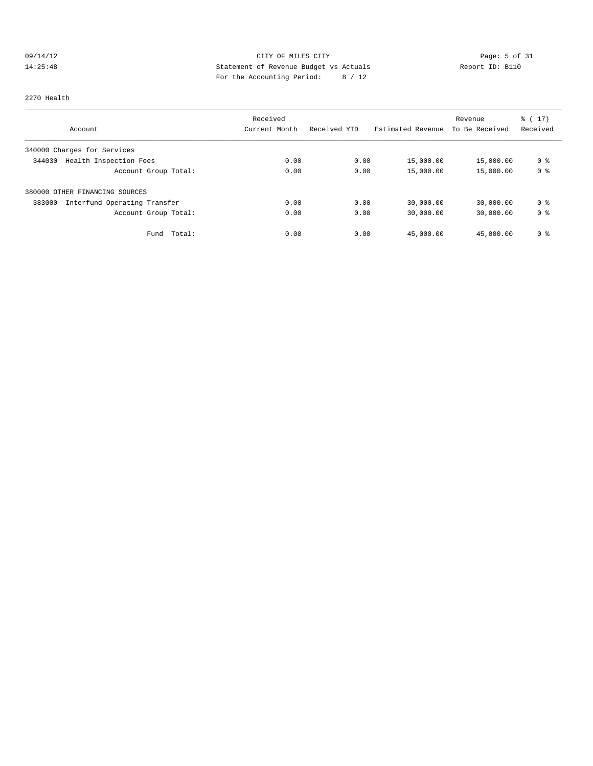09/14/12 CITY OF MILES CITY
14:25:48 Statement of Revenue Budget vs Actuals Report ID: B110
For the Accounting Period: 8 / 12

2270 Health

| Account | Received Current Month | Received YTD | Estimated Revenue | Revenue To Be Received | % ( 17) Received |
|---|---|---|---|---|---|
| 340000 Charges for Services | | | | | |
| 344030 Health Inspection Fees | 0.00 | 0.00 | 15,000.00 | 15,000.00 | 0 % |
| Account Group Total: | 0.00 | 0.00 | 15,000.00 | 15,000.00 | 0 % |
| 380000 OTHER FINANCING SOURCES | | | | | |
| 383000 Interfund Operating Transfer | 0.00 | 0.00 | 30,000.00 | 30,000.00 | 0 % |
| Account Group Total: | 0.00 | 0.00 | 30,000.00 | 30,000.00 | 0 % |
| Fund Total: | 0.00 | 0.00 | 45,000.00 | 45,000.00 | 0 % |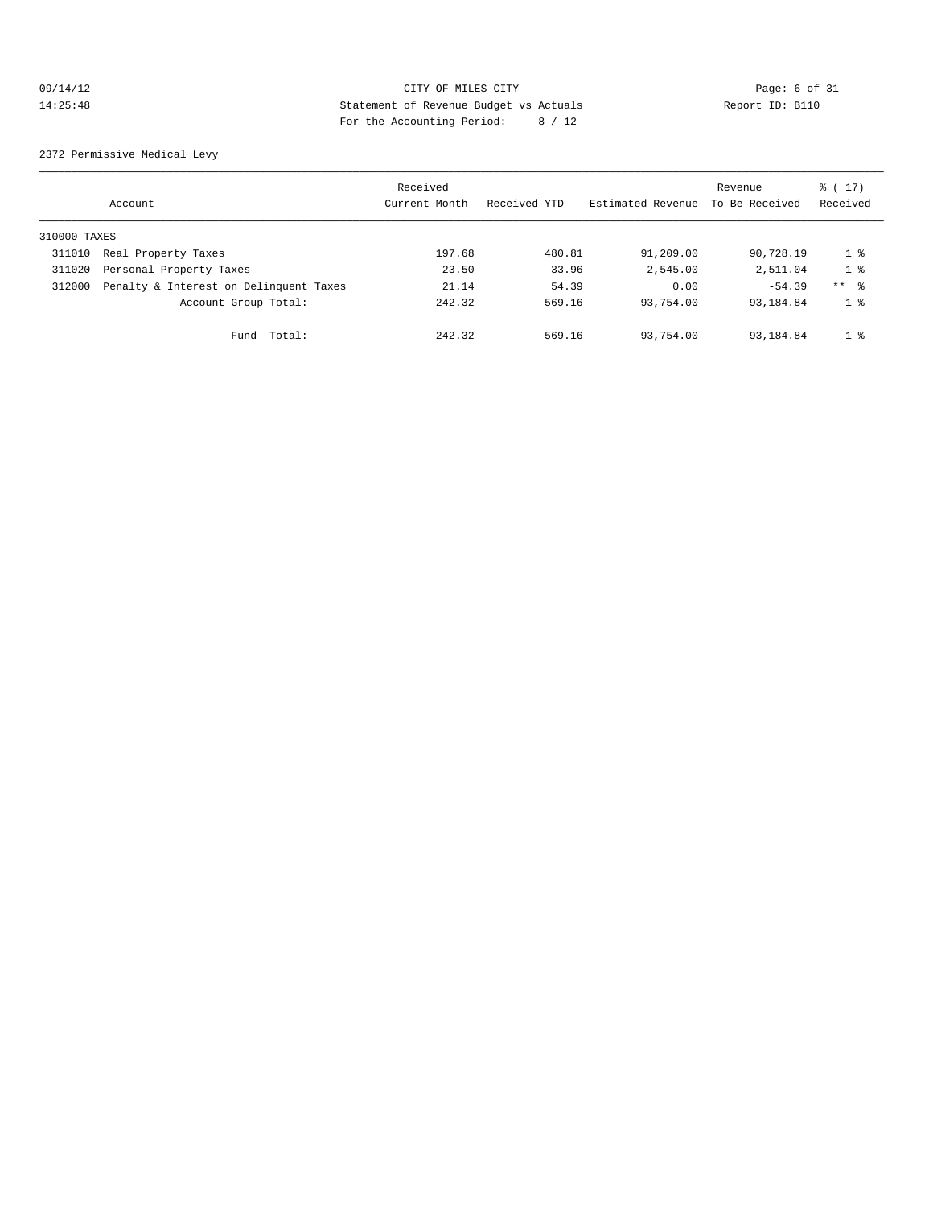CITY OF MILES CITY
Statement of Revenue Budget vs Actuals
For the Accounting Period: 8 / 12

09/14/12
14:25:48

Report ID: B110

2372 Permissive Medical Levy

| Account | | Received Current Month | Received YTD | Estimated Revenue | Revenue To Be Received | % ( 17) Received |
|---|---|---|---|---|---|---|
| 310000 TAXES | | | | | | |
| 311010 | Real Property Taxes | 197.68 | 480.81 | 91,209.00 | 90,728.19 | 1 % |
| 311020 | Personal Property Taxes | 23.50 | 33.96 | 2,545.00 | 2,511.04 | 1 % |
| 312000 | Penalty & Interest on Delinquent Taxes | 21.14 | 54.39 | 0.00 | -54.39 | ** % |
| | Account Group Total: | 242.32 | 569.16 | 93,754.00 | 93,184.84 | 1 % |
| | Fund Total: | 242.32 | 569.16 | 93,754.00 | 93,184.84 | 1 % |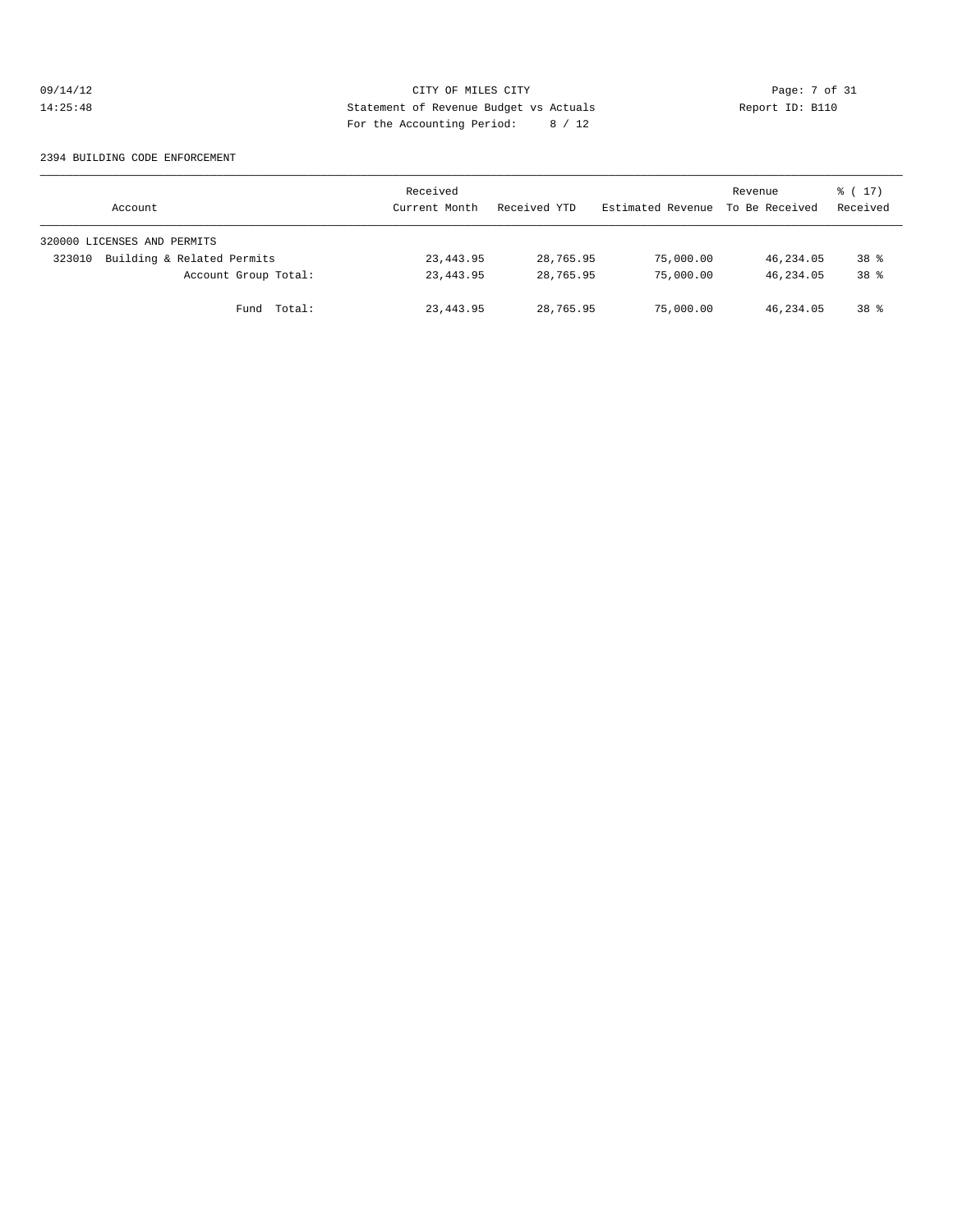CITY OF MILES CITY
Statement of Revenue Budget vs Actuals
For the Accounting Period: 8 / 12

09/14/12
14:25:48

Report ID: B110

2394 BUILDING CODE ENFORCEMENT

| Account | Received Current Month | Received YTD | Estimated Revenue | Revenue To Be Received | % ( 17) Received |
|---|---|---|---|---|---|
| 320000 LICENSES AND PERMITS | | | | | |
| 323010 Building & Related Permits | 23,443.95 | 28,765.95 | 75,000.00 | 46,234.05 | 38 % |
| Account Group Total: | 23,443.95 | 28,765.95 | 75,000.00 | 46,234.05 | 38 % |
| Fund Total: | 23,443.95 | 28,765.95 | 75,000.00 | 46,234.05 | 38 % |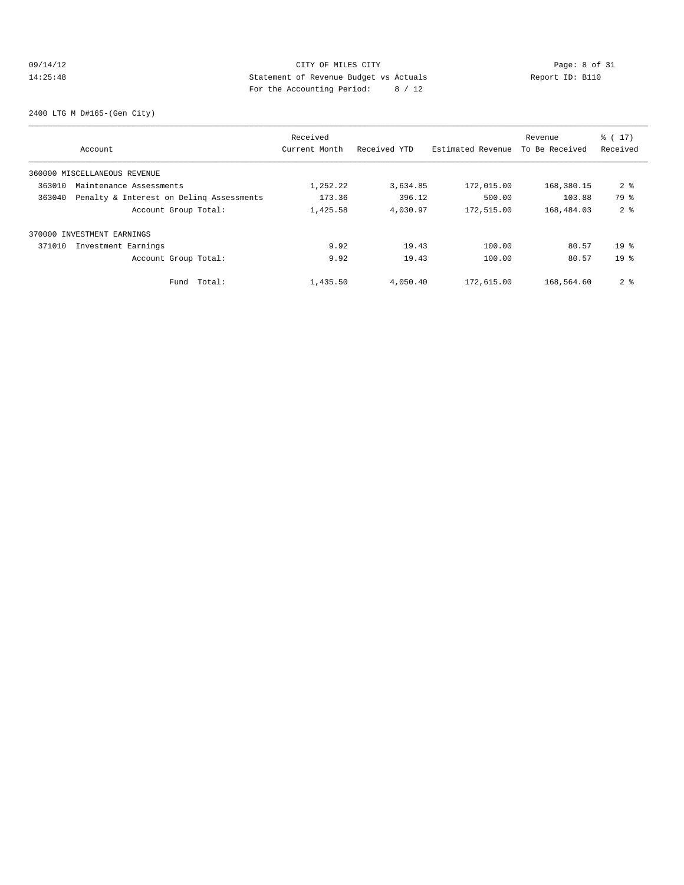CITY OF MILES CITY
Statement of Revenue Budget vs Actuals
For the Accounting Period: 8 / 12

09/14/12
14:25:48

Report ID: B110

2400 LTG M D#165-(Gen City)

| Account | Received Current Month | Received YTD | Estimated Revenue | Revenue To Be Received | % ( 17) Received |
|---|---|---|---|---|---|
| 360000 MISCELLANEOUS REVENUE | | | | | |
| 363010 Maintenance Assessments | 1,252.22 | 3,634.85 | 172,015.00 | 168,380.15 | 2 % |
| 363040 Penalty & Interest on Delinq Assessments | 173.36 | 396.12 | 500.00 | 103.88 | 79 % |
| Account Group Total: | 1,425.58 | 4,030.97 | 172,515.00 | 168,484.03 | 2 % |
| 370000 INVESTMENT EARNINGS | | | | | |
| 371010 Investment Earnings | 9.92 | 19.43 | 100.00 | 80.57 | 19 % |
| Account Group Total: | 9.92 | 19.43 | 100.00 | 80.57 | 19 % |
| Fund Total: | 1,435.50 | 4,050.40 | 172,615.00 | 168,564.60 | 2 % |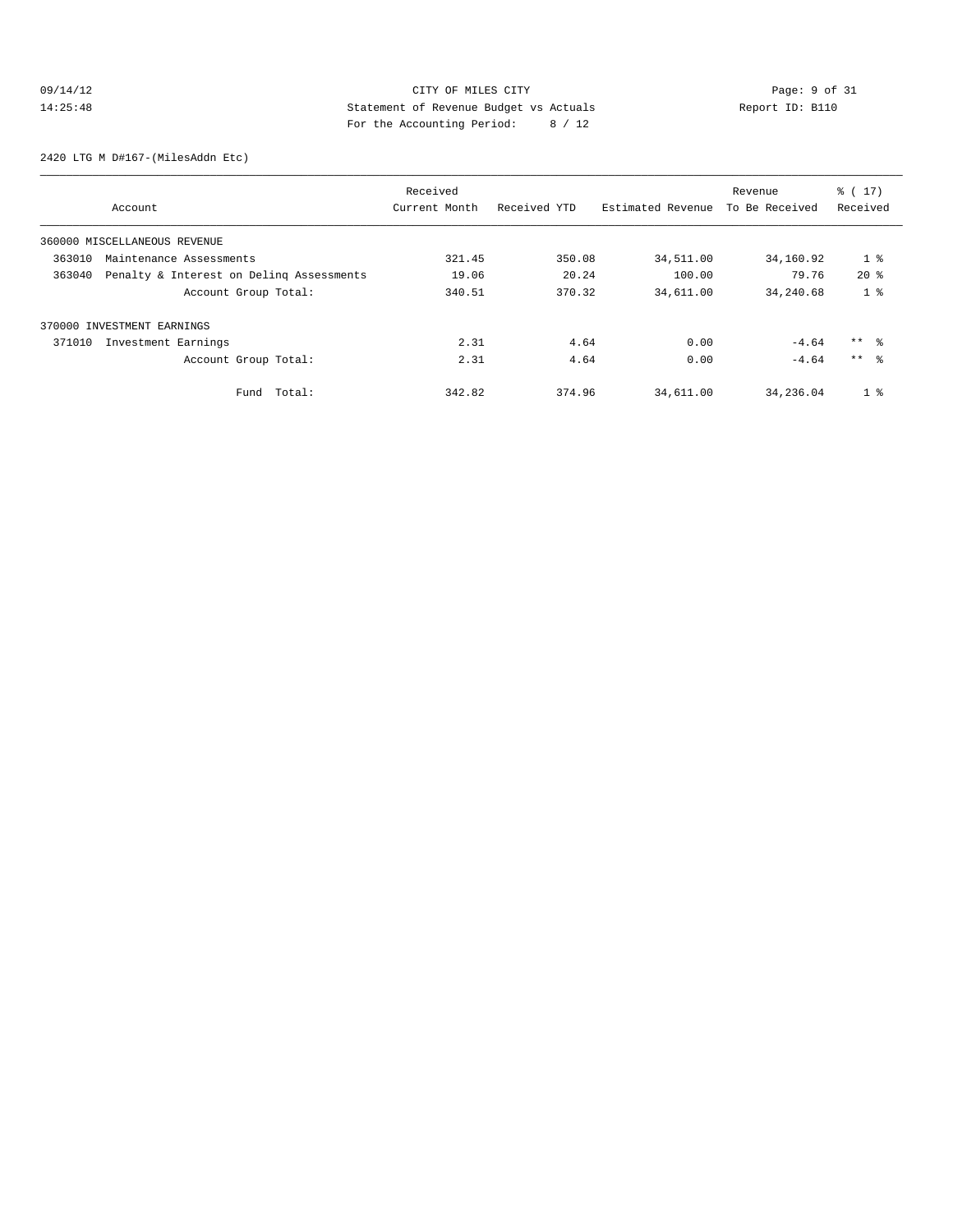CITY OF MILES CITY
Statement of Revenue Budget vs Actuals
For the Accounting Period: 8 / 12

09/14/12
14:25:48

Report ID: B110

2420 LTG M D#167-(MilesAddn Etc)

| Account | Received Current Month | Received YTD | Estimated Revenue | Revenue To Be Received | % ( 17) Received |
|---|---|---|---|---|---|
| 360000 MISCELLANEOUS REVENUE | | | | | |
| 363010 Maintenance Assessments | 321.45 | 350.08 | 34,511.00 | 34,160.92 | 1 % |
| 363040 Penalty & Interest on Delinq Assessments | 19.06 | 20.24 | 100.00 | 79.76 | 20 % |
| Account Group Total: | 340.51 | 370.32 | 34,611.00 | 34,240.68 | 1 % |
| 370000 INVESTMENT EARNINGS | | | | | |
| 371010 Investment Earnings | 2.31 | 4.64 | 0.00 | -4.64 | ** % |
| Account Group Total: | 2.31 | 4.64 | 0.00 | -4.64 | ** % |
| Fund Total: | 342.82 | 374.96 | 34,611.00 | 34,236.04 | 1 % |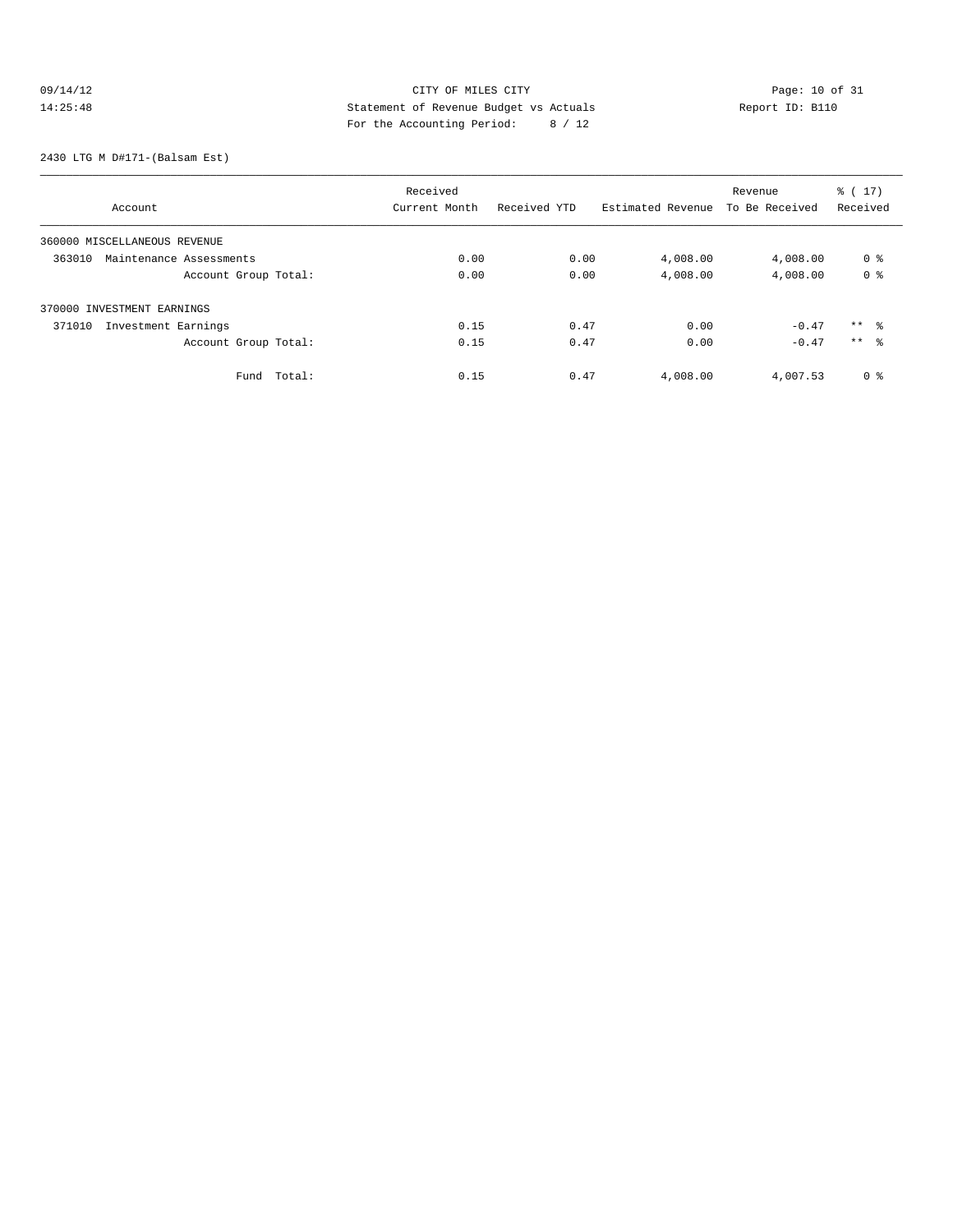09/14/12 CITY OF MILES CITY
14:25:48 Statement of Revenue Budget vs Actuals Report ID: B110
For the Accounting Period: 8 / 12

2430 LTG M D#171-(Balsam Est)

| Account | Received Current Month | Received YTD | Estimated Revenue | Revenue To Be Received | % ( 17) Received |
|---|---|---|---|---|---|
| 360000 MISCELLANEOUS REVENUE | | | | | |
| 363010 Maintenance Assessments | 0.00 | 0.00 | 4,008.00 | 4,008.00 | 0 % |
| Account Group Total: | 0.00 | 0.00 | 4,008.00 | 4,008.00 | 0 % |
| 370000 INVESTMENT EARNINGS | | | | | |
| 371010 Investment Earnings | 0.15 | 0.47 | 0.00 | -0.47 | ** % |
| Account Group Total: | 0.15 | 0.47 | 0.00 | -0.47 | ** % |
| Fund Total: | 0.15 | 0.47 | 4,008.00 | 4,007.53 | 0 % |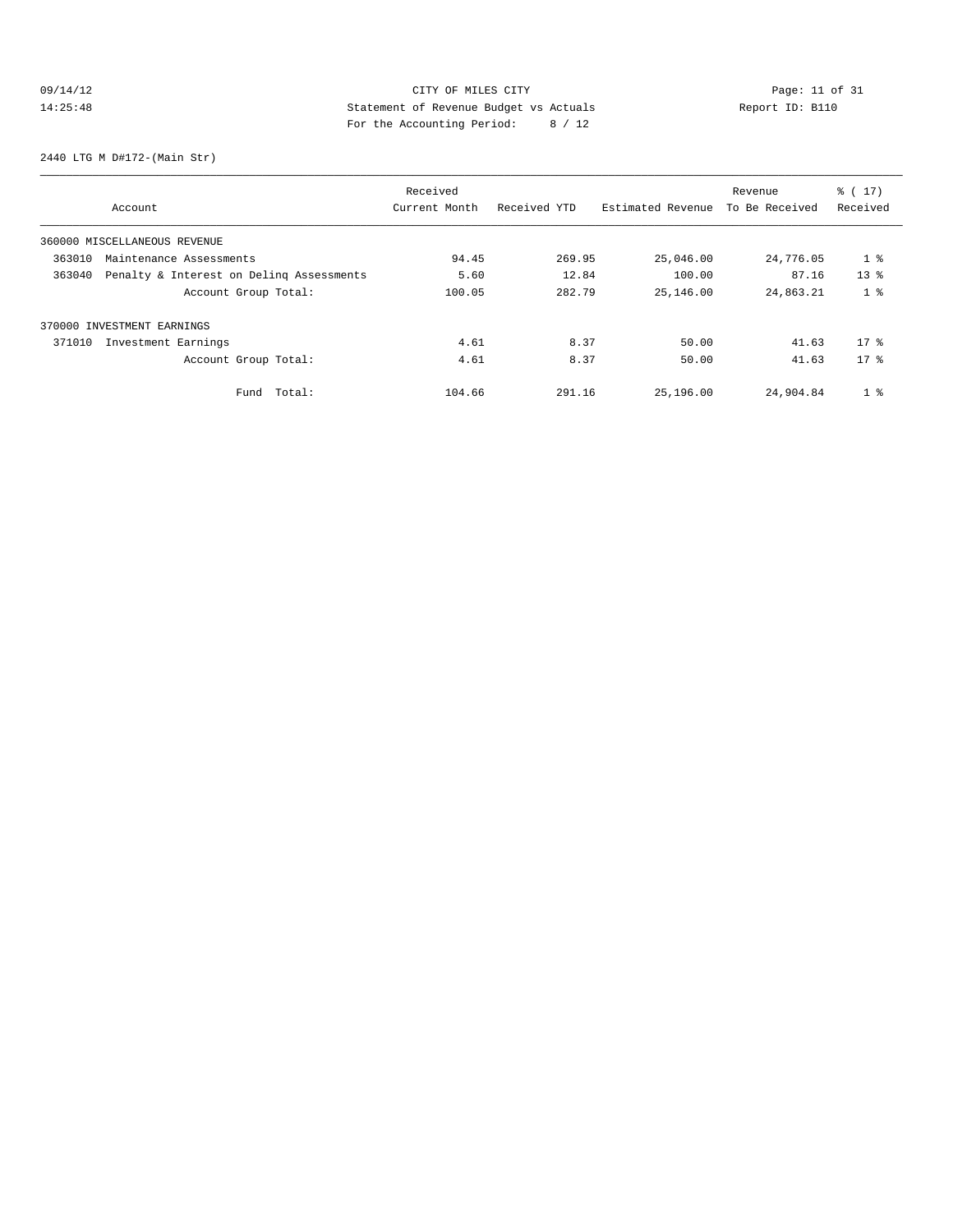09/14/12 CITY OF MILES CITY
14:25:48 Statement of Revenue Budget vs Actuals Report ID: B110
For the Accounting Period: 8 / 12

2440 LTG M D#172-(Main Str)

| Account | Received Current Month | Received YTD | Estimated Revenue | Revenue To Be Received | % ( 17) Received |
|---|---|---|---|---|---|
| 360000 MISCELLANEOUS REVENUE | | | | | |
| 363010 Maintenance Assessments | 94.45 | 269.95 | 25,046.00 | 24,776.05 | 1 % |
| 363040 Penalty & Interest on Delinq Assessments | 5.60 | 12.84 | 100.00 | 87.16 | 13 % |
| Account Group Total: | 100.05 | 282.79 | 25,146.00 | 24,863.21 | 1 % |
| 370000 INVESTMENT EARNINGS | | | | | |
| 371010 Investment Earnings | 4.61 | 8.37 | 50.00 | 41.63 | 17 % |
| Account Group Total: | 4.61 | 8.37 | 50.00 | 41.63 | 17 % |
| Fund Total: | 104.66 | 291.16 | 25,196.00 | 24,904.84 | 1 % |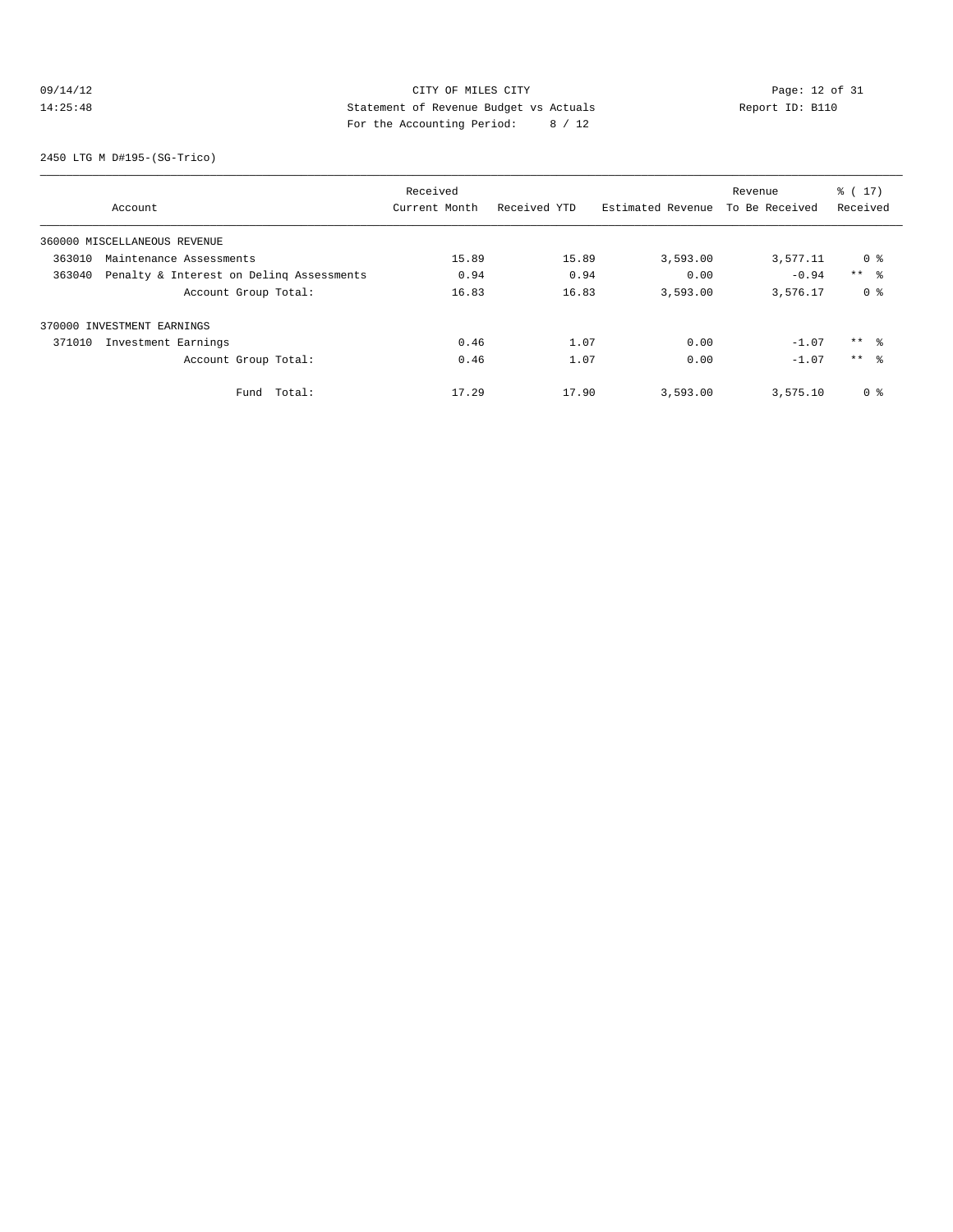CITY OF MILES CITY

Statement of Revenue Budget vs Actuals

For the Accounting Period: 8 / 12

09/14/12
14:25:48

Report ID: B110

2450 LTG M D#195-(SG-Trico)

| Account | Received Current Month | Received YTD | Estimated Revenue | Revenue To Be Received | % ( 17) Received |
|---|---|---|---|---|---|
| 360000 MISCELLANEOUS REVENUE | | | | | |
| 363010 Maintenance Assessments | 15.89 | 15.89 | 3,593.00 | 3,577.11 | 0 % |
| 363040 Penalty & Interest on Delinq Assessments | 0.94 | 0.94 | 0.00 | -0.94 | ** % |
| Account Group Total: | 16.83 | 16.83 | 3,593.00 | 3,576.17 | 0 % |
| 370000 INVESTMENT EARNINGS | | | | | |
| 371010 Investment Earnings | 0.46 | 1.07 | 0.00 | -1.07 | ** % |
| Account Group Total: | 0.46 | 1.07 | 0.00 | -1.07 | ** % |
| Fund Total: | 17.29 | 17.90 | 3,593.00 | 3,575.10 | 0 % |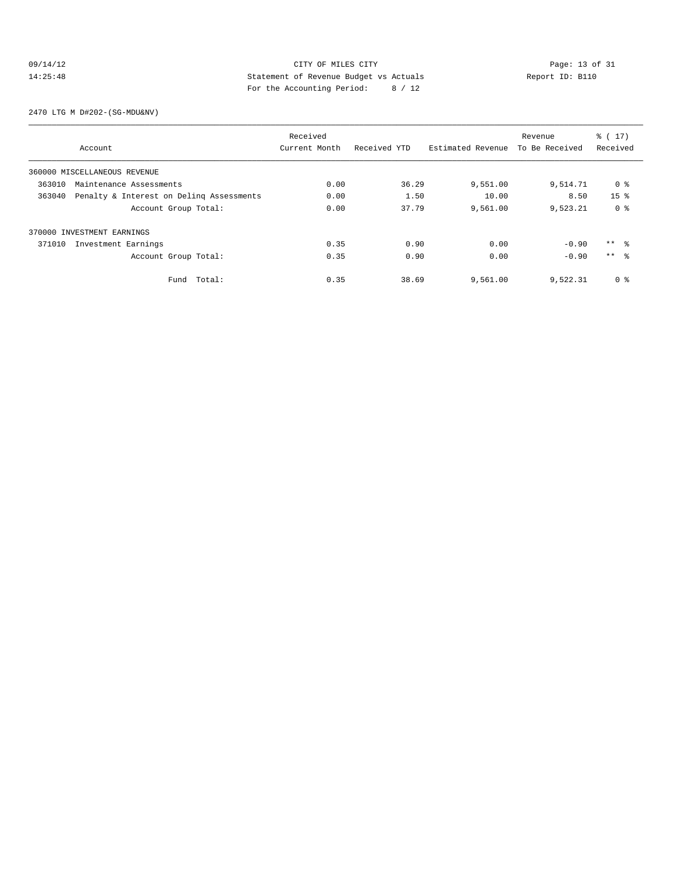CITY OF MILES CITY
Statement of Revenue Budget vs Actuals
For the Accounting Period: 8 / 12

09/14/12
14:25:48

Report ID: B110

2470 LTG M D#202-(SG-MDU&NV)

| Account | Received Current Month | Received YTD | Estimated Revenue | Revenue To Be Received | % ( 17) Received |
|---|---|---|---|---|---|
| 360000 MISCELLANEOUS REVENUE | | | | | |
| 363010 Maintenance Assessments | 0.00 | 36.29 | 9,551.00 | 9,514.71 | 0 % |
| 363040 Penalty & Interest on Delinq Assessments | 0.00 | 1.50 | 10.00 | 8.50 | 15 % |
| Account Group Total: | 0.00 | 37.79 | 9,561.00 | 9,523.21 | 0 % |
| 370000 INVESTMENT EARNINGS | | | | | |
| 371010 Investment Earnings | 0.35 | 0.90 | 0.00 | -0.90 | ** % |
| Account Group Total: | 0.35 | 0.90 | 0.00 | -0.90 | ** % |
| Fund Total: | 0.35 | 38.69 | 9,561.00 | 9,522.31 | 0 % |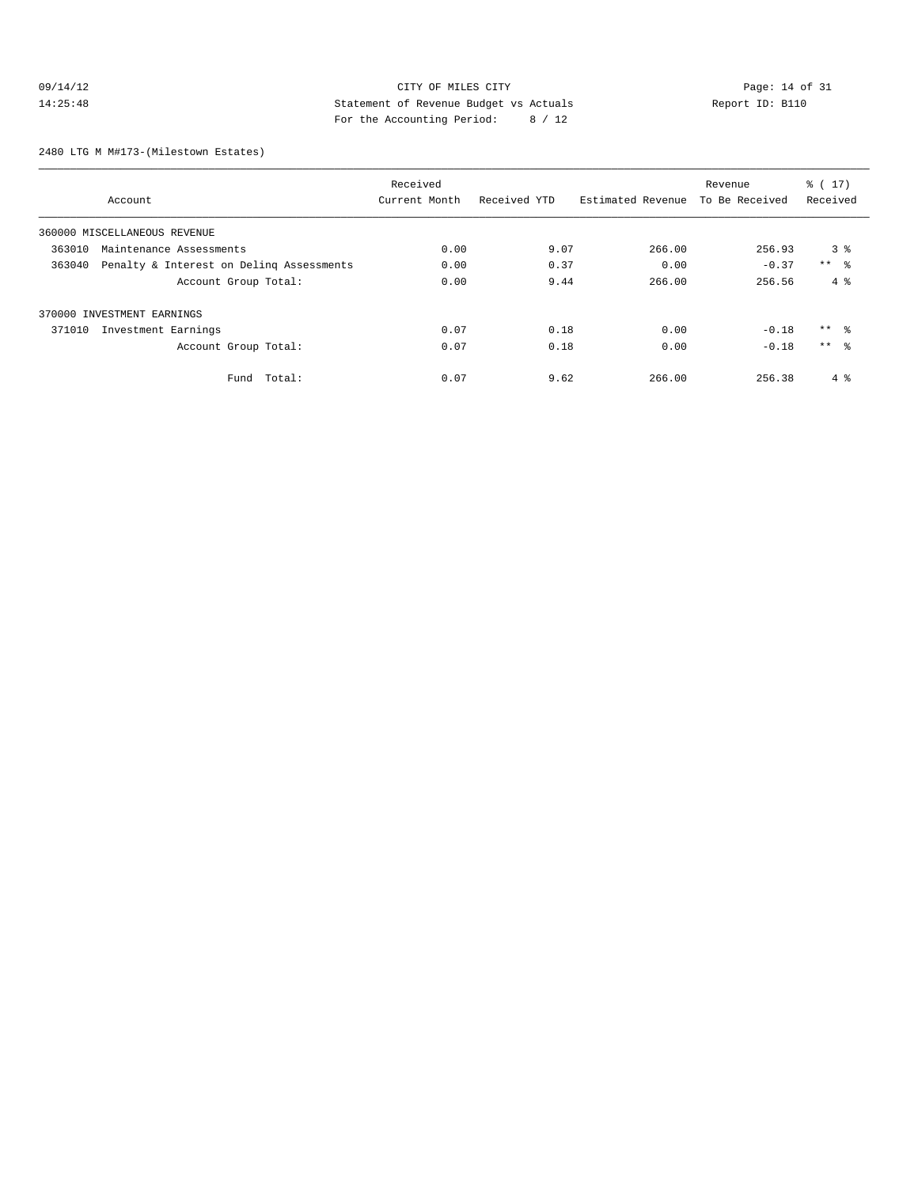09/14/12 CITY OF MILES CITY
14:25:48 Statement of Revenue Budget vs Actuals Report ID: B110
For the Accounting Period: 8 / 12

2480 LTG M M#173-(Milestown Estates)

| Account | Received Current Month | Received YTD | Estimated Revenue | Revenue To Be Received | % ( 17) Received |
|---|---|---|---|---|---|
| 360000 MISCELLANEOUS REVENUE | | | | | |
| 363010 Maintenance Assessments | 0.00 | 9.07 | 266.00 | 256.93 | 3 % |
| 363040 Penalty & Interest on Delinq Assessments | 0.00 | 0.37 | 0.00 | -0.37 | ** % |
| Account Group Total: | 0.00 | 9.44 | 266.00 | 256.56 | 4 % |
| 370000 INVESTMENT EARNINGS | | | | | |
| 371010 Investment Earnings | 0.07 | 0.18 | 0.00 | -0.18 | ** % |
| Account Group Total: | 0.07 | 0.18 | 0.00 | -0.18 | ** % |
| Fund Total: | 0.07 | 9.62 | 266.00 | 256.38 | 4 % |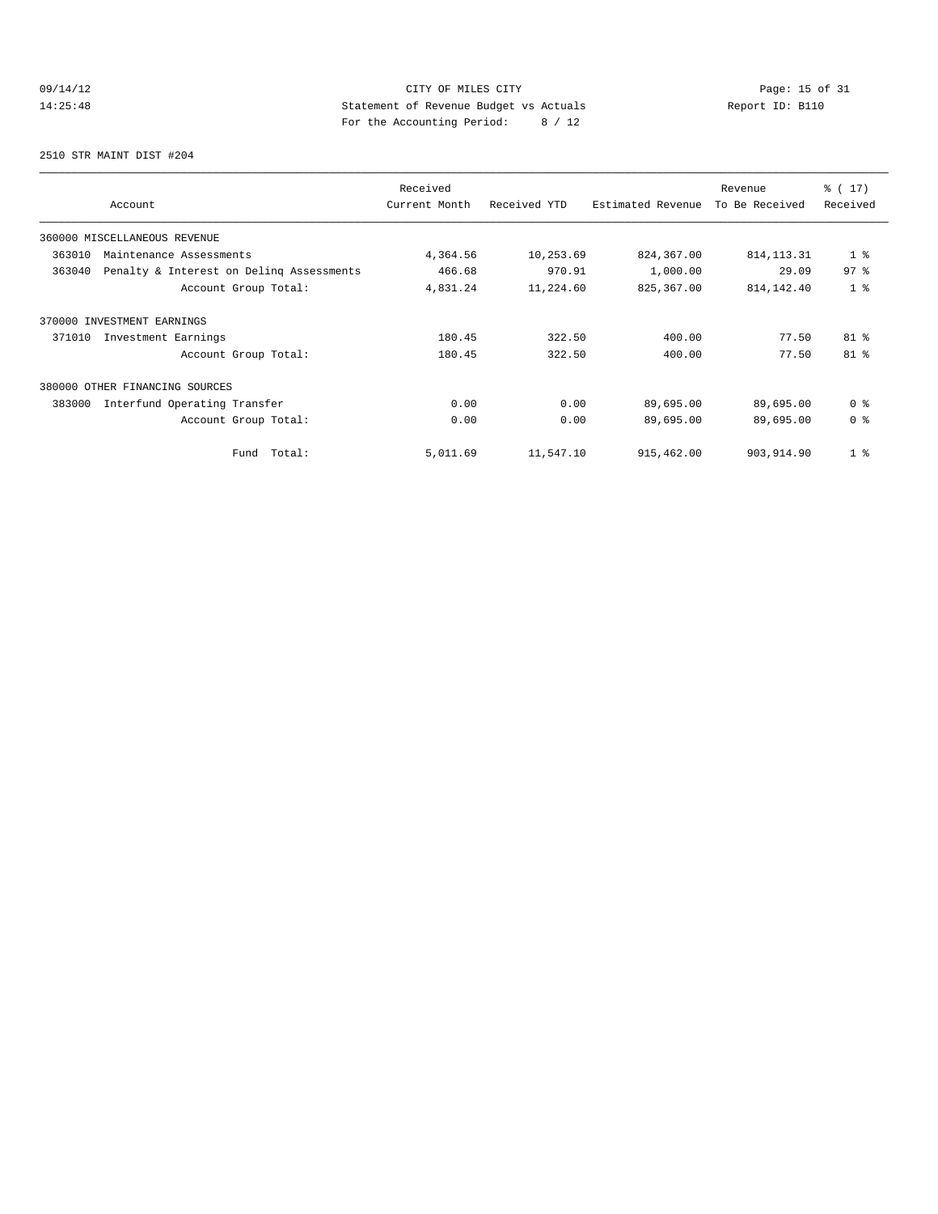CITY OF MILES CITY
Statement of Revenue Budget vs Actuals
For the Accounting Period: 8 / 12

09/14/12
14:25:48

Report ID: B110

2510 STR MAINT DIST #204

| Account | Received Current Month | Received YTD | Estimated Revenue | Revenue To Be Received | % ( 17) Received |
|---|---|---|---|---|---|
| 360000 MISCELLANEOUS REVENUE | | | | | |
| 363010 Maintenance Assessments | 4,364.56 | 10,253.69 | 824,367.00 | 814,113.31 | 1 % |
| 363040 Penalty & Interest on Delinq Assessments | 466.68 | 970.91 | 1,000.00 | 29.09 | 97 % |
| Account Group Total: | 4,831.24 | 11,224.60 | 825,367.00 | 814,142.40 | 1 % |
| 370000 INVESTMENT EARNINGS | | | | | |
| 371010 Investment Earnings | 180.45 | 322.50 | 400.00 | 77.50 | 81 % |
| Account Group Total: | 180.45 | 322.50 | 400.00 | 77.50 | 81 % |
| 380000 OTHER FINANCING SOURCES | | | | | |
| 383000 Interfund Operating Transfer | 0.00 | 0.00 | 89,695.00 | 89,695.00 | 0 % |
| Account Group Total: | 0.00 | 0.00 | 89,695.00 | 89,695.00 | 0 % |
| Fund Total: | 5,011.69 | 11,547.10 | 915,462.00 | 903,914.90 | 1 % |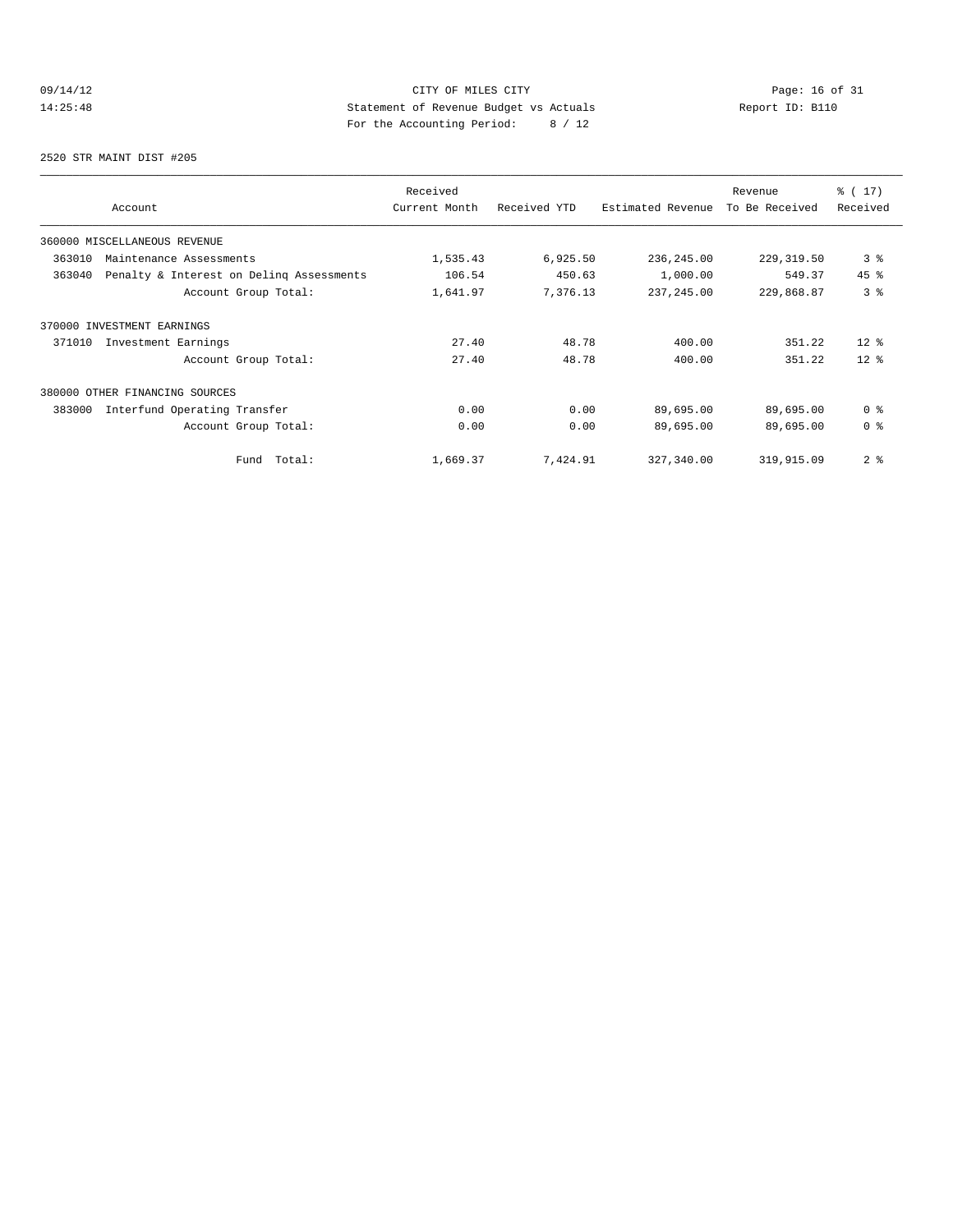CITY OF MILES CITY

Statement of Revenue Budget vs Actuals

For the Accounting Period: 8 / 12

09/14/12
14:25:48

Report ID: B110

2520 STR MAINT DIST #205

| Account | Received Current Month | Received YTD | Estimated Revenue | Revenue To Be Received | % ( 17) Received |
|---|---|---|---|---|---|
| 360000 MISCELLANEOUS REVENUE | | | | | |
| 363010 Maintenance Assessments | 1,535.43 | 6,925.50 | 236,245.00 | 229,319.50 | 3 % |
| 363040 Penalty & Interest on Delinq Assessments | 106.54 | 450.63 | 1,000.00 | 549.37 | 45 % |
| Account Group Total: | 1,641.97 | 7,376.13 | 237,245.00 | 229,868.87 | 3 % |
| 370000 INVESTMENT EARNINGS | | | | | |
| 371010 Investment Earnings | 27.40 | 48.78 | 400.00 | 351.22 | 12 % |
| Account Group Total: | 27.40 | 48.78 | 400.00 | 351.22 | 12 % |
| 380000 OTHER FINANCING SOURCES | | | | | |
| 383000 Interfund Operating Transfer | 0.00 | 0.00 | 89,695.00 | 89,695.00 | 0 % |
| Account Group Total: | 0.00 | 0.00 | 89,695.00 | 89,695.00 | 0 % |
| Fund Total: | 1,669.37 | 7,424.91 | 327,340.00 | 319,915.09 | 2 % |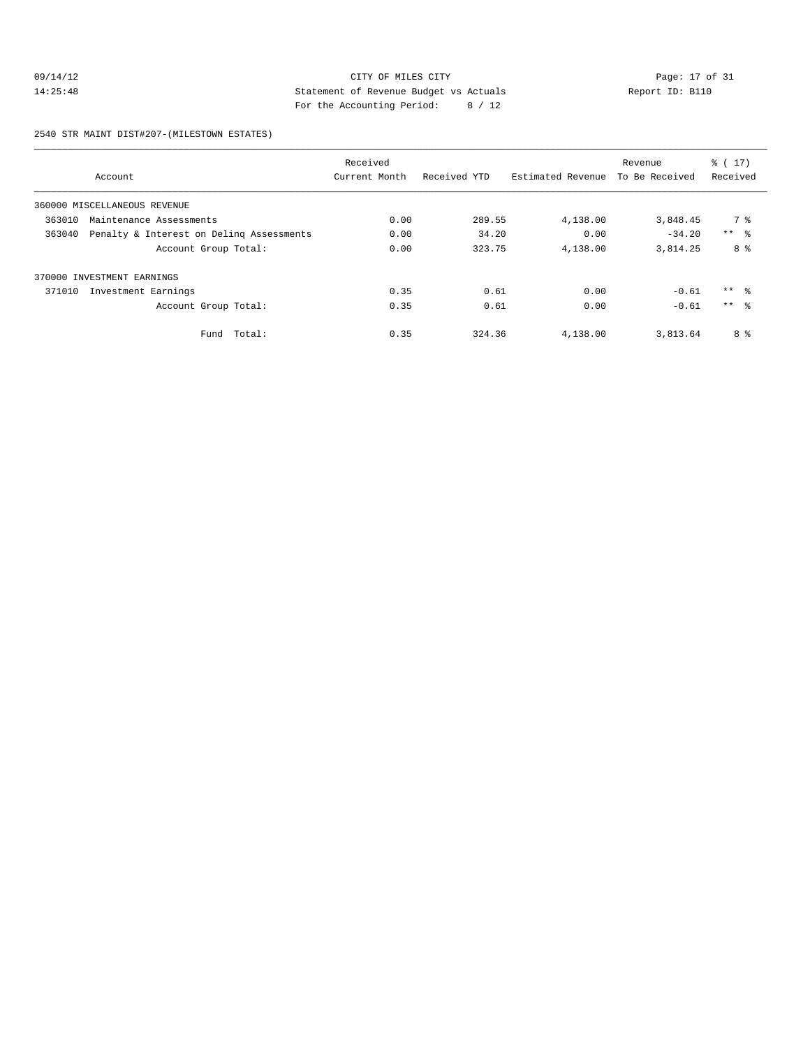CITY OF MILES CITY
Statement of Revenue Budget vs Actuals
For the Accounting Period: 8 / 12

09/14/12
14:25:48

Report ID: B110

2540 STR MAINT DIST#207-(MILESTOWN ESTATES)

| Account | Received Current Month | Received YTD | Estimated Revenue | Revenue To Be Received | % ( 17) Received |
|---|---|---|---|---|---|
| 360000 MISCELLANEOUS REVENUE | | | | | |
| 363010 Maintenance Assessments | 0.00 | 289.55 | 4,138.00 | 3,848.45 | 7 % |
| 363040 Penalty & Interest on Delinq Assessments | 0.00 | 34.20 | 0.00 | -34.20 | ** % |
| Account Group Total: | 0.00 | 323.75 | 4,138.00 | 3,814.25 | 8 % |
| 370000 INVESTMENT EARNINGS | | | | | |
| 371010 Investment Earnings | 0.35 | 0.61 | 0.00 | -0.61 | ** % |
| Account Group Total: | 0.35 | 0.61 | 0.00 | -0.61 | ** % |
| Fund Total: | 0.35 | 324.36 | 4,138.00 | 3,813.64 | 8 % |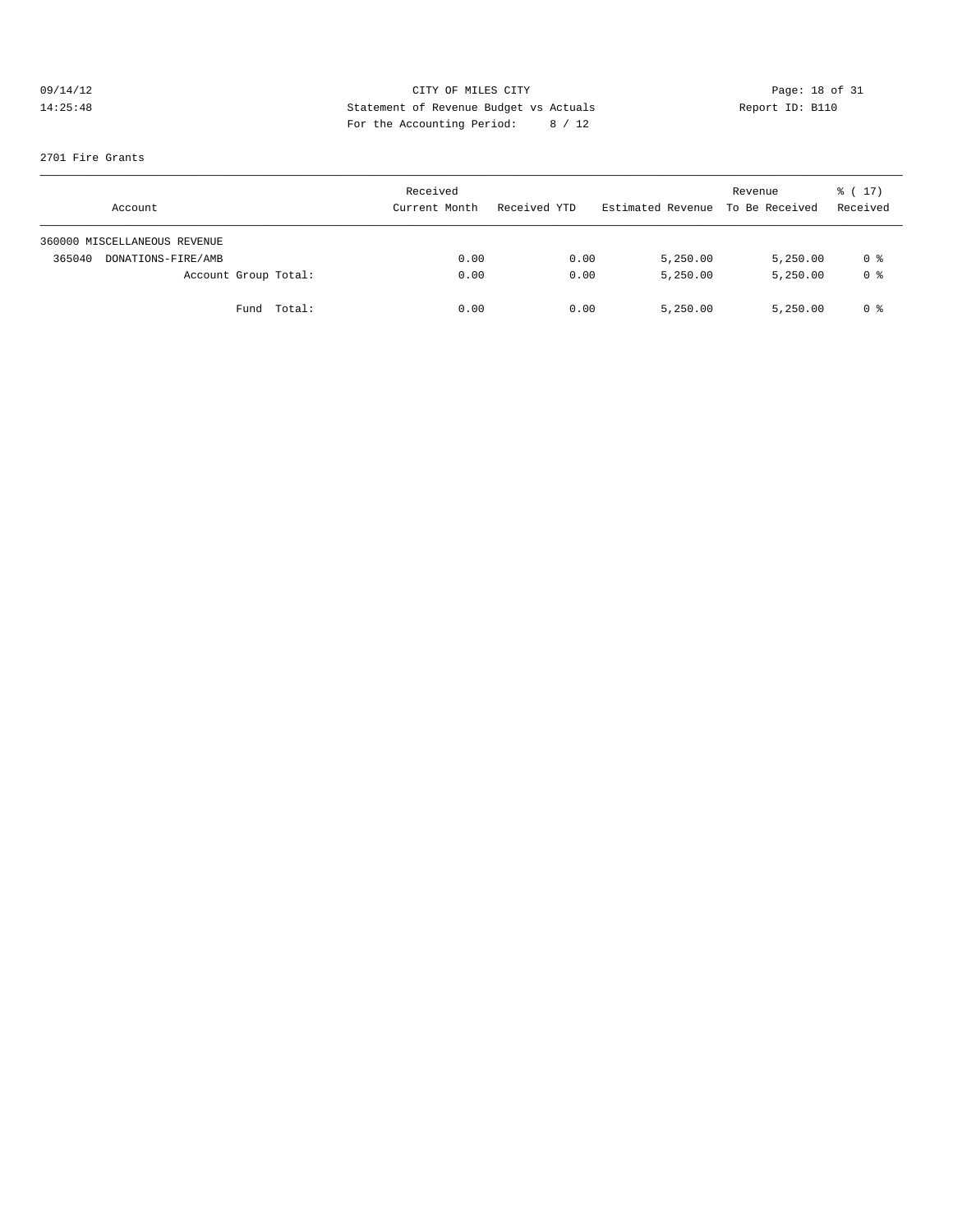CITY OF MILES CITY
Statement of Revenue Budget vs Actuals
For the Accounting Period: 8 / 12

09/14/12
14:25:48

Report ID: B110

2701 Fire Grants

| Account | Received Current Month | Received YTD | Estimated Revenue | Revenue To Be Received | % ( 17) Received |
|---|---|---|---|---|---|
| 360000 MISCELLANEOUS REVENUE | | | | | |
| 365040 DONATIONS-FIRE/AMB | 0.00 | 0.00 | 5,250.00 | 5,250.00 | 0 % |
| Account Group Total: | 0.00 | 0.00 | 5,250.00 | 5,250.00 | 0 % |
| Fund Total: | 0.00 | 0.00 | 5,250.00 | 5,250.00 | 0 % |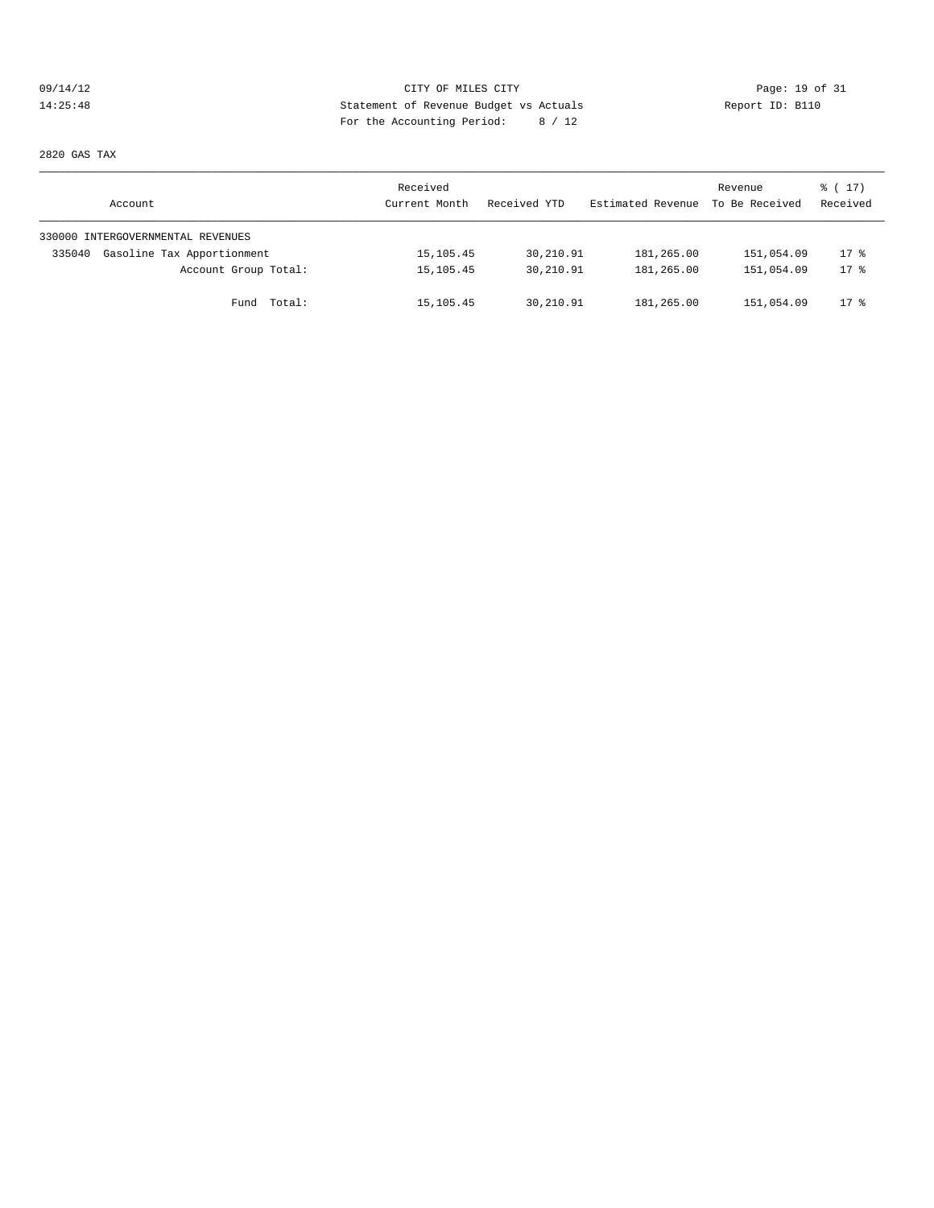09/14/12 CITY OF MILES CITY
14:25:48 Statement of Revenue Budget vs Actuals Report ID: B110
For the Accounting Period: 8 / 12

2820 GAS TAX

| Account | Received Current Month | Received YTD | Estimated Revenue | Revenue To Be Received | % ( 17) Received |
|---|---|---|---|---|---|
| 330000 INTERGOVERNMENTAL REVENUES | | | | | |
| 335040 Gasoline Tax Apportionment | 15,105.45 | 30,210.91 | 181,265.00 | 151,054.09 | 17 % |
| Account Group Total: | 15,105.45 | 30,210.91 | 181,265.00 | 151,054.09 | 17 % |
| Fund Total: | 15,105.45 | 30,210.91 | 181,265.00 | 151,054.09 | 17 % |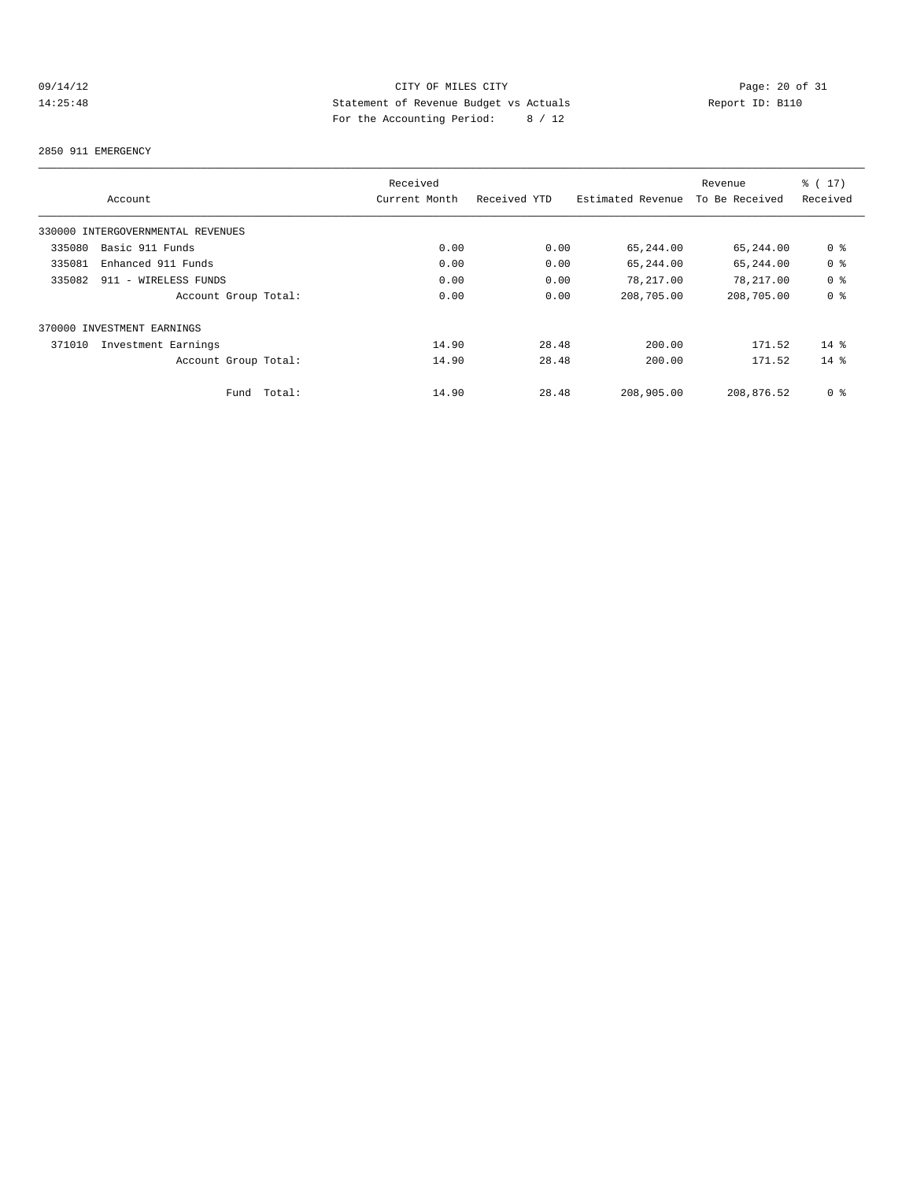CITY OF MILES CITY
Statement of Revenue Budget vs Actuals
For the Accounting Period: 8 / 12

09/14/12
14:25:48

Report ID: B110

2850 911 EMERGENCY

| Account | Received Current Month | Received YTD | Estimated Revenue | Revenue To Be Received | % ( 17) Received |
|---|---|---|---|---|---|
| 330000 INTERGOVERNMENTAL REVENUES | | | | | |
| 335080 Basic 911 Funds | 0.00 | 0.00 | 65,244.00 | 65,244.00 | 0 % |
| 335081 Enhanced 911 Funds | 0.00 | 0.00 | 65,244.00 | 65,244.00 | 0 % |
| 335082 911 - WIRELESS FUNDS | 0.00 | 0.00 | 78,217.00 | 78,217.00 | 0 % |
| Account Group Total: | 0.00 | 0.00 | 208,705.00 | 208,705.00 | 0 % |
| 370000 INVESTMENT EARNINGS | | | | | |
| 371010 Investment Earnings | 14.90 | 28.48 | 200.00 | 171.52 | 14 % |
| Account Group Total: | 14.90 | 28.48 | 200.00 | 171.52 | 14 % |
| Fund Total: | 14.90 | 28.48 | 208,905.00 | 208,876.52 | 0 % |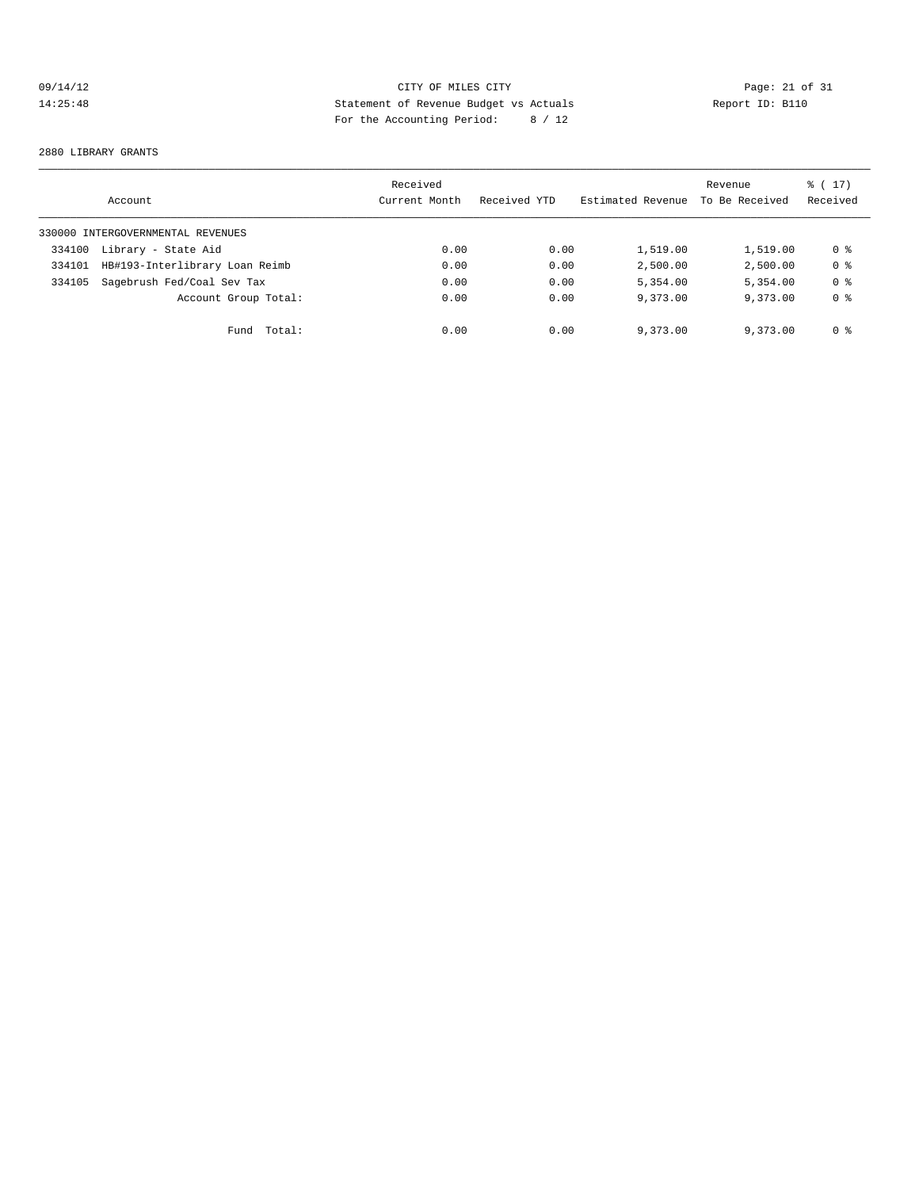CITY OF MILES CITY

Statement of Revenue Budget vs Actuals

For the Accounting Period: 8 / 12

09/14/12 14:25:48 Report ID: B110

2880 LIBRARY GRANTS

| Account | Received Current Month | Received YTD | Estimated Revenue | Revenue To Be Received | % ( 17) Received |
|---|---|---|---|---|---|
| 330000 INTERGOVERNMENTAL REVENUES | | | | | |
| 334100 Library - State Aid | 0.00 | 0.00 | 1,519.00 | 1,519.00 | 0 % |
| 334101 HB#193-Interlibrary Loan Reimb | 0.00 | 0.00 | 2,500.00 | 2,500.00 | 0 % |
| 334105 Sagebrush Fed/Coal Sev Tax | 0.00 | 0.00 | 5,354.00 | 5,354.00 | 0 % |
| Account Group Total: | 0.00 | 0.00 | 9,373.00 | 9,373.00 | 0 % |
| Fund Total: | 0.00 | 0.00 | 9,373.00 | 9,373.00 | 0 % |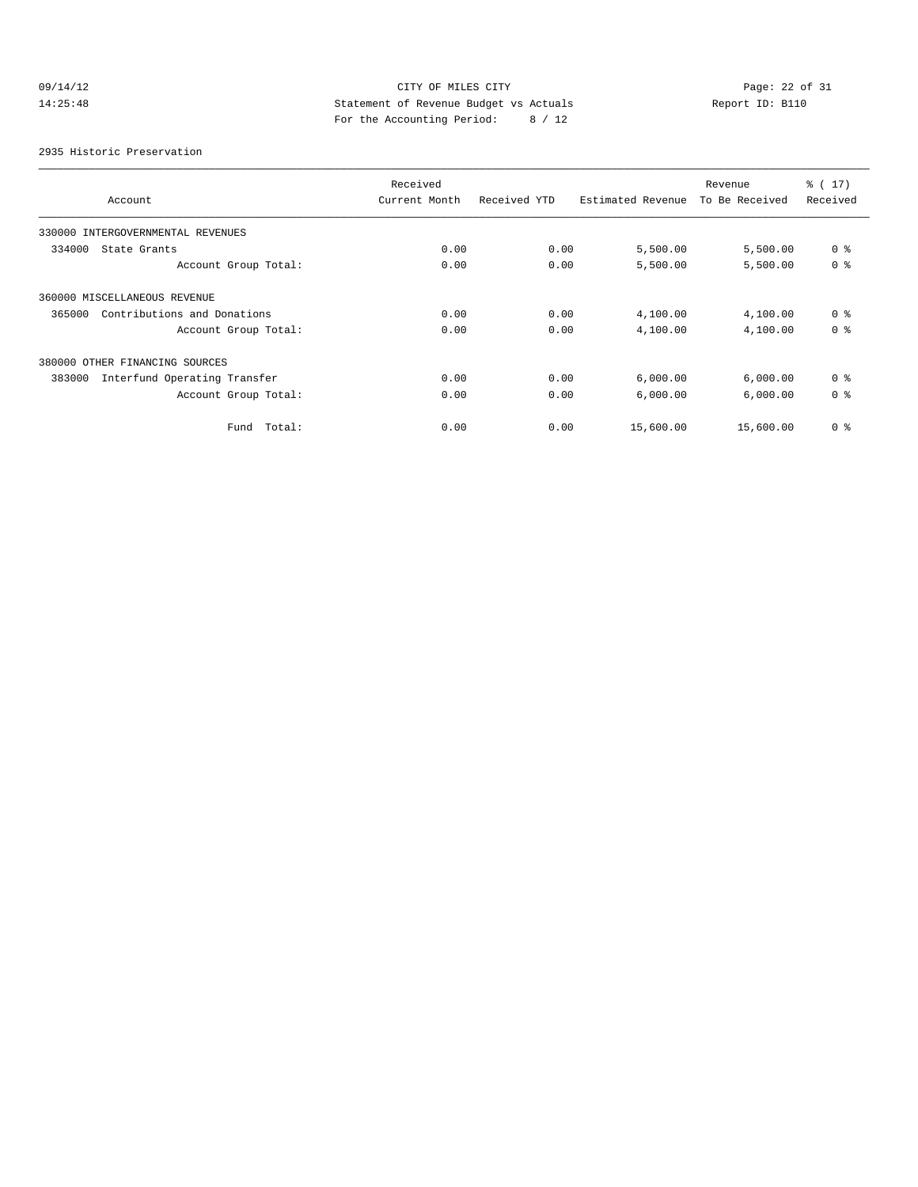CITY OF MILES CITY
Statement of Revenue Budget vs Actuals
For the Accounting Period: 8 / 12

09/14/12
14:25:48

Report ID: B110

2935 Historic Preservation

| Account | Received Current Month | Received YTD | Estimated Revenue | Revenue To Be Received | % ( 17) Received |
|---|---|---|---|---|---|
| 330000 INTERGOVERNMENTAL REVENUES | | | | | |
| 334000 State Grants | 0.00 | 0.00 | 5,500.00 | 5,500.00 | 0 % |
| Account Group Total: | 0.00 | 0.00 | 5,500.00 | 5,500.00 | 0 % |
| 360000 MISCELLANEOUS REVENUE | | | | | |
| 365000 Contributions and Donations | 0.00 | 0.00 | 4,100.00 | 4,100.00 | 0 % |
| Account Group Total: | 0.00 | 0.00 | 4,100.00 | 4,100.00 | 0 % |
| 380000 OTHER FINANCING SOURCES | | | | | |
| 383000 Interfund Operating Transfer | 0.00 | 0.00 | 6,000.00 | 6,000.00 | 0 % |
| Account Group Total: | 0.00 | 0.00 | 6,000.00 | 6,000.00 | 0 % |
| Fund Total: | 0.00 | 0.00 | 15,600.00 | 15,600.00 | 0 % |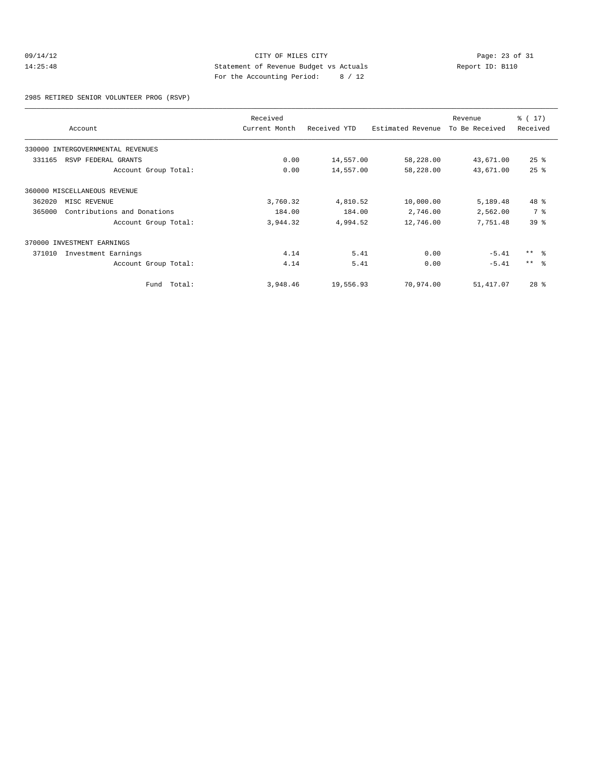CITY OF MILES CITY
Statement of Revenue Budget vs Actuals
For the Accounting Period: 8 / 12

09/14/12
14:25:48

Report ID: B110

2985 RETIRED SENIOR VOLUNTEER PROG (RSVP)

| Account | Received Current Month | Received YTD | Estimated Revenue | Revenue To Be Received | % ( 17) Received |
|---|---|---|---|---|---|
| 330000 INTERGOVERNMENTAL REVENUES | | | | | |
| 331165 RSVP FEDERAL GRANTS | 0.00 | 14,557.00 | 58,228.00 | 43,671.00 | 25 % |
| Account Group Total: | 0.00 | 14,557.00 | 58,228.00 | 43,671.00 | 25 % |
| 360000 MISCELLANEOUS REVENUE | | | | | |
| 362020 MISC REVENUE | 3,760.32 | 4,810.52 | 10,000.00 | 5,189.48 | 48 % |
| 365000 Contributions and Donations | 184.00 | 184.00 | 2,746.00 | 2,562.00 | 7 % |
| Account Group Total: | 3,944.32 | 4,994.52 | 12,746.00 | 7,751.48 | 39 % |
| 370000 INVESTMENT EARNINGS | | | | | |
| 371010 Investment Earnings | 4.14 | 5.41 | 0.00 | -5.41 | ** % |
| Account Group Total: | 4.14 | 5.41 | 0.00 | -5.41 | ** % |
| Fund Total: | 3,948.46 | 19,556.93 | 70,974.00 | 51,417.07 | 28 % |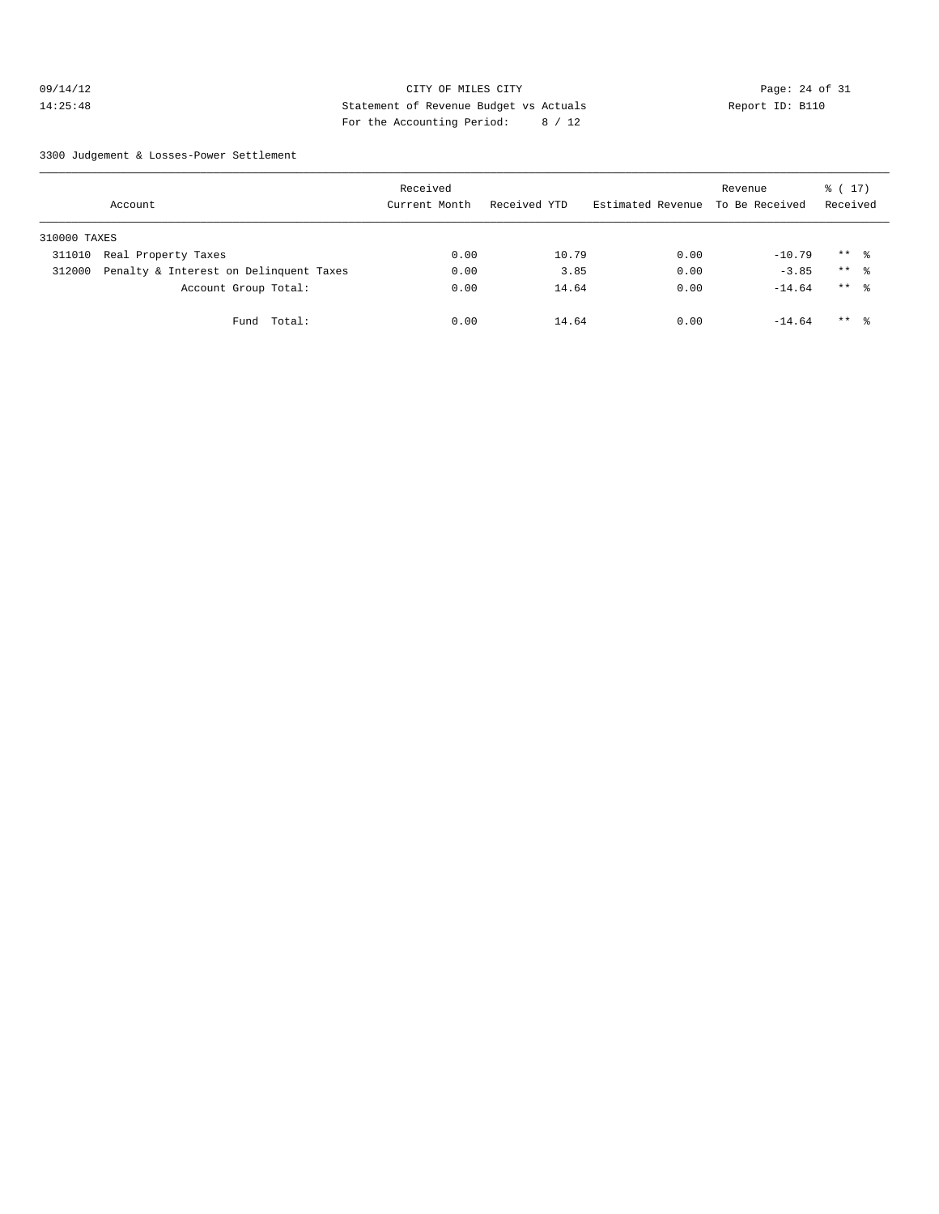CITY OF MILES CITY
Statement of Revenue Budget vs Actuals
For the Accounting Period: 8 / 12

09/14/12
14:25:48

Report ID: B110

3300 Judgement & Losses-Power Settlement

| Account | Received Current Month | Received YTD | Estimated Revenue | Revenue To Be Received | % ( 17) Received |
|---|---|---|---|---|---|
| 310000 TAXES | | | | | |
| 311010 Real Property Taxes | 0.00 | 10.79 | 0.00 | -10.79 | ** % |
| 312000 Penalty & Interest on Delinquent Taxes | 0.00 | 3.85 | 0.00 | -3.85 | ** % |
| Account Group Total: | 0.00 | 14.64 | 0.00 | -14.64 | ** % |
| Fund Total: | 0.00 | 14.64 | 0.00 | -14.64 | ** % |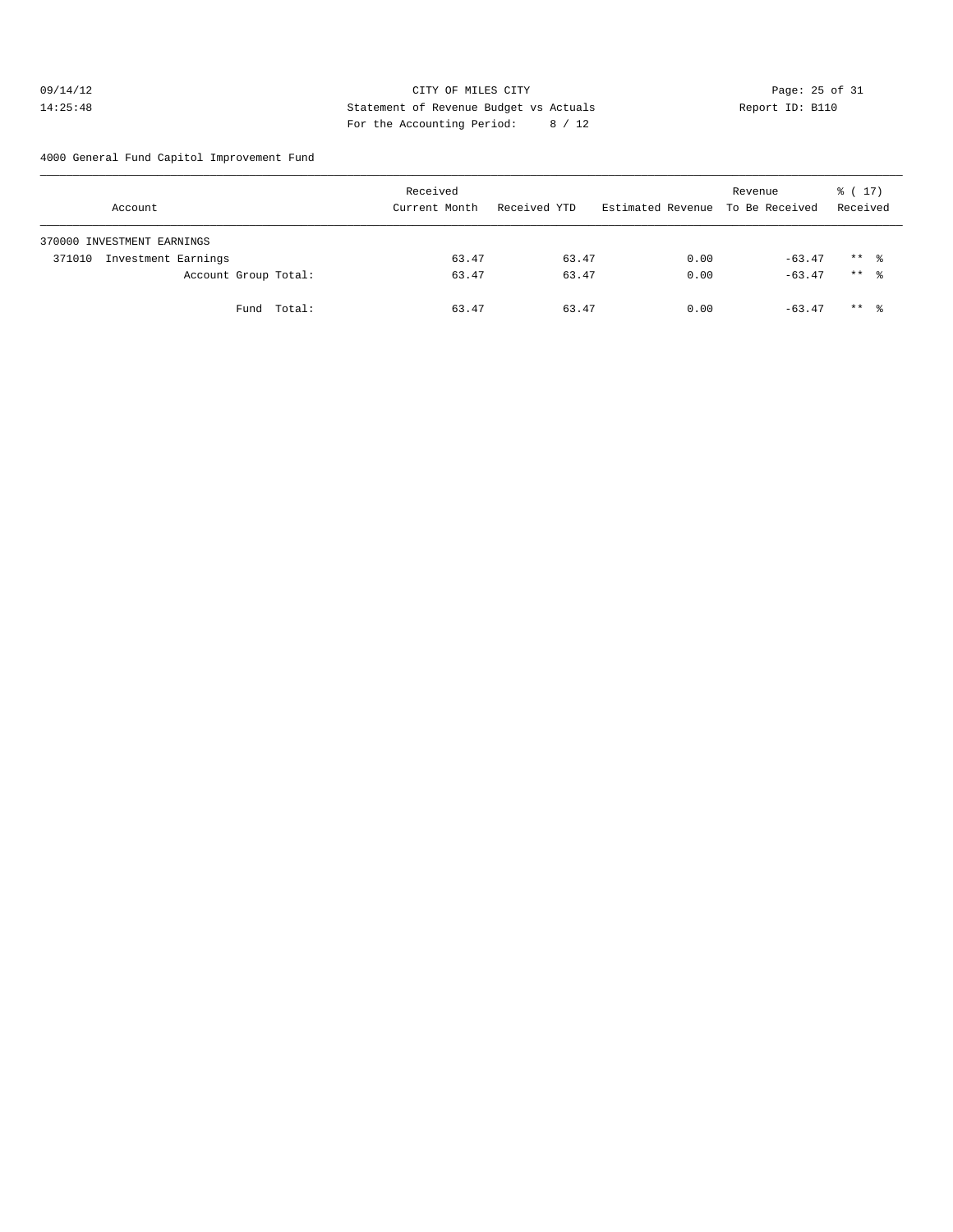CITY OF MILES CITY
Statement of Revenue Budget vs Actuals
For the Accounting Period: 8 / 12

09/14/12
14:25:48

Report ID: B110

4000 General Fund Capitol Improvement Fund

| Account | Received Current Month | Received YTD | Estimated Revenue | Revenue To Be Received | % ( 17) Received |
|---|---|---|---|---|---|
| 370000 INVESTMENT EARNINGS | | | | | |
| 371010 Investment Earnings | 63.47 | 63.47 | 0.00 | -63.47 | ** % |
| Account Group Total: | 63.47 | 63.47 | 0.00 | -63.47 | ** % |
| Fund Total: | 63.47 | 63.47 | 0.00 | -63.47 | ** % |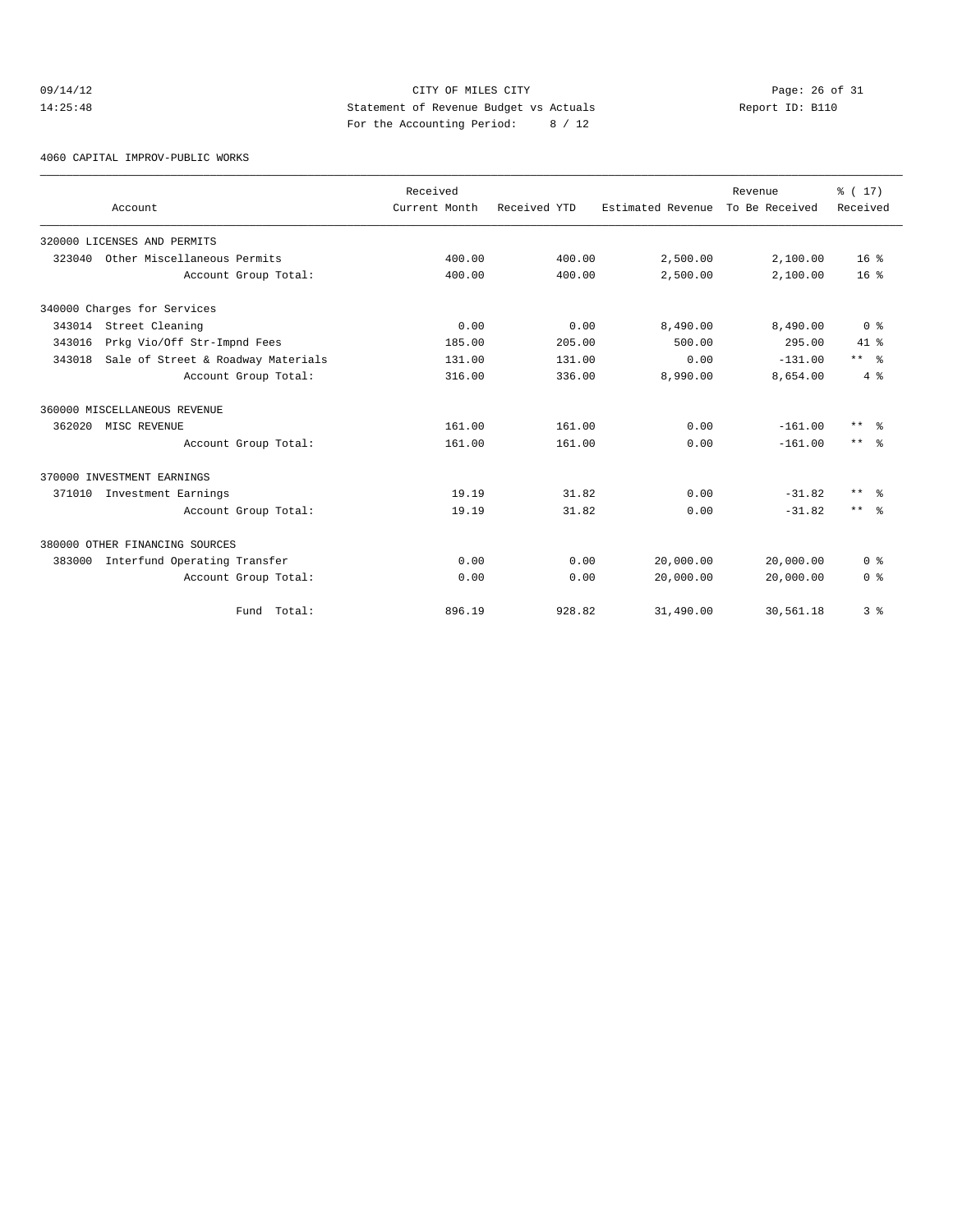CITY OF MILES CITY
Statement of Revenue Budget vs Actuals
For the Accounting Period: 8 / 12

09/14/12
14:25:48

Report ID: B110

4060 CAPITAL IMPROV-PUBLIC WORKS

| Account | Received Current Month | Received YTD | Estimated Revenue | Revenue To Be Received | % ( 17) Received |
|---|---|---|---|---|---|
| 320000 LICENSES AND PERMITS | | | | | |
| 323040 Other Miscellaneous Permits | 400.00 | 400.00 | 2,500.00 | 2,100.00 | 16 % |
| Account Group Total: | 400.00 | 400.00 | 2,500.00 | 2,100.00 | 16 % |
| 340000 Charges for Services | | | | | |
| 343014 Street Cleaning | 0.00 | 0.00 | 8,490.00 | 8,490.00 | 0 % |
| 343016 Prkg Vio/Off Str-Impnd Fees | 185.00 | 205.00 | 500.00 | 295.00 | 41 % |
| 343018 Sale of Street & Roadway Materials | 131.00 | 131.00 | 0.00 | -131.00 | ** % |
| Account Group Total: | 316.00 | 336.00 | 8,990.00 | 8,654.00 | 4 % |
| 360000 MISCELLANEOUS REVENUE | | | | | |
| 362020 MISC REVENUE | 161.00 | 161.00 | 0.00 | -161.00 | ** % |
| Account Group Total: | 161.00 | 161.00 | 0.00 | -161.00 | ** % |
| 370000 INVESTMENT EARNINGS | | | | | |
| 371010 Investment Earnings | 19.19 | 31.82 | 0.00 | -31.82 | ** % |
| Account Group Total: | 19.19 | 31.82 | 0.00 | -31.82 | ** % |
| 380000 OTHER FINANCING SOURCES | | | | | |
| 383000 Interfund Operating Transfer | 0.00 | 0.00 | 20,000.00 | 20,000.00 | 0 % |
| Account Group Total: | 0.00 | 0.00 | 20,000.00 | 20,000.00 | 0 % |
| Fund Total: | 896.19 | 928.82 | 31,490.00 | 30,561.18 | 3 % |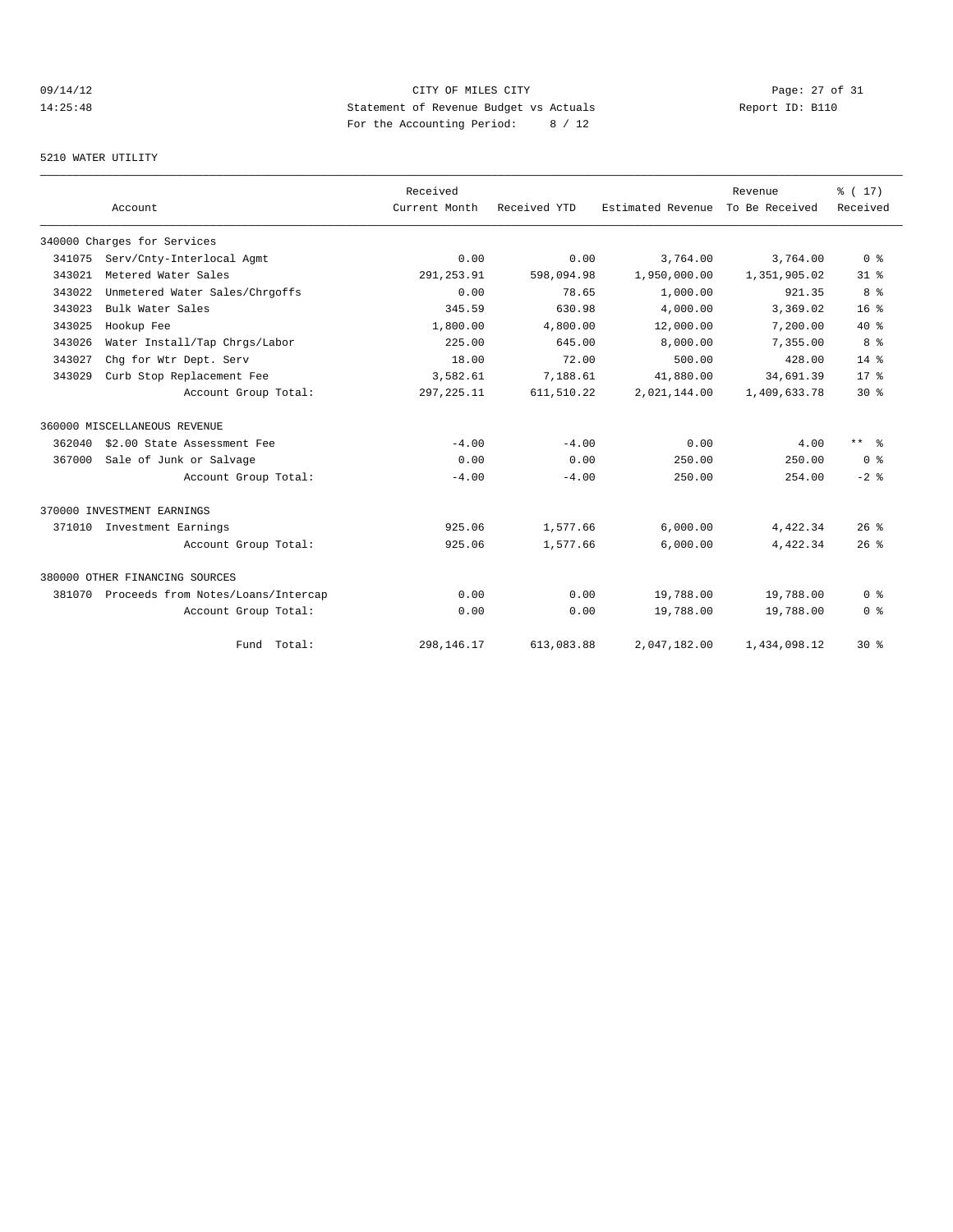CITY OF MILES CITY
Statement of Revenue Budget vs Actuals
For the Accounting Period: 8 / 12

09/14/12
14:25:48

Report ID: B110

5210 WATER UTILITY

| | Account | Received Current Month | Received YTD | Estimated Revenue | Revenue To Be Received | % ( 17) Received |
|---|---|---|---|---|---|---|
| 340000 Charges for Services | | | | | | |
| 341075 | Serv/Cnty-Interlocal Agmt | 0.00 | 0.00 | 3,764.00 | 3,764.00 | 0 % |
| 343021 | Metered Water Sales | 291,253.91 | 598,094.98 | 1,950,000.00 | 1,351,905.02 | 31 % |
| 343022 | Unmetered Water Sales/Chrgoffs | 0.00 | 78.65 | 1,000.00 | 921.35 | 8 % |
| 343023 | Bulk Water Sales | 345.59 | 630.98 | 4,000.00 | 3,369.02 | 16 % |
| 343025 | Hookup Fee | 1,800.00 | 4,800.00 | 12,000.00 | 7,200.00 | 40 % |
| 343026 | Water Install/Tap Chrgs/Labor | 225.00 | 645.00 | 8,000.00 | 7,355.00 | 8 % |
| 343027 | Chg for Wtr Dept. Serv | 18.00 | 72.00 | 500.00 | 428.00 | 14 % |
| 343029 | Curb Stop Replacement Fee | 3,582.61 | 7,188.61 | 41,880.00 | 34,691.39 | 17 % |
| | Account Group Total: | 297,225.11 | 611,510.22 | 2,021,144.00 | 1,409,633.78 | 30 % |
| 360000 MISCELLANEOUS REVENUE | | | | | | |
| 362040 | $2.00 State Assessment Fee | -4.00 | -4.00 | 0.00 | 4.00 | ** % |
| 367000 | Sale of Junk or Salvage | 0.00 | 0.00 | 250.00 | 250.00 | 0 % |
| | Account Group Total: | -4.00 | -4.00 | 250.00 | 254.00 | -2 % |
| 370000 INVESTMENT EARNINGS | | | | | | |
| 371010 | Investment Earnings | 925.06 | 1,577.66 | 6,000.00 | 4,422.34 | 26 % |
| | Account Group Total: | 925.06 | 1,577.66 | 6,000.00 | 4,422.34 | 26 % |
| 380000 OTHER FINANCING SOURCES | | | | | | |
| 381070 | Proceeds from Notes/Loans/Intercap | 0.00 | 0.00 | 19,788.00 | 19,788.00 | 0 % |
| | Account Group Total: | 0.00 | 0.00 | 19,788.00 | 19,788.00 | 0 % |
| | Fund Total: | 298,146.17 | 613,083.88 | 2,047,182.00 | 1,434,098.12 | 30 % |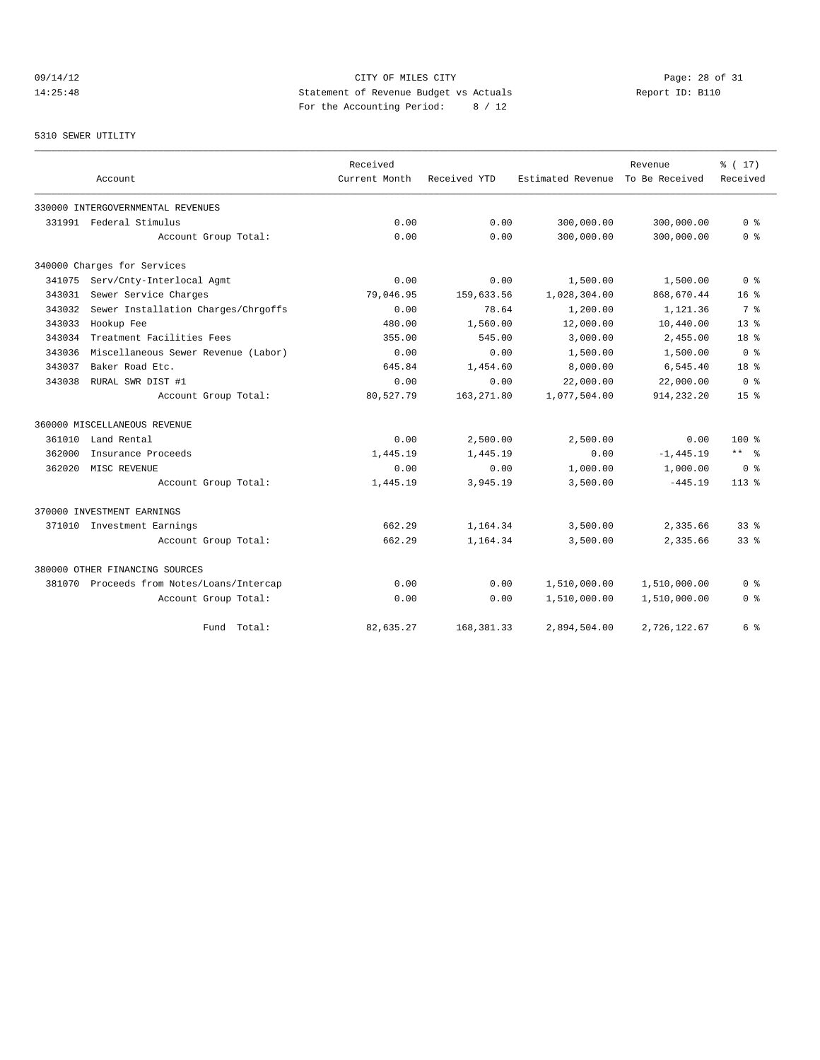09/14/12 CITY OF MILES CITY
14:25:48 Statement of Revenue Budget vs Actuals Report ID: B110
For the Accounting Period: 8 / 12

5310 SEWER UTILITY

| Account | Received Current Month | Received YTD | Estimated Revenue | Revenue To Be Received | % ( 17) Received |
|---|---|---|---|---|---|
| 330000 INTERGOVERNMENTAL REVENUES | | | | | |
| 331991 Federal Stimulus | 0.00 | 0.00 | 300,000.00 | 300,000.00 | 0 % |
| Account Group Total: | 0.00 | 0.00 | 300,000.00 | 300,000.00 | 0 % |
| 340000 Charges for Services | | | | | |
| 341075 Serv/Cnty-Interlocal Agmt | 0.00 | 0.00 | 1,500.00 | 1,500.00 | 0 % |
| 343031 Sewer Service Charges | 79,046.95 | 159,633.56 | 1,028,304.00 | 868,670.44 | 16 % |
| 343032 Sewer Installation Charges/Chrgoffs | 0.00 | 78.64 | 1,200.00 | 1,121.36 | 7 % |
| 343033 Hookup Fee | 480.00 | 1,560.00 | 12,000.00 | 10,440.00 | 13 % |
| 343034 Treatment Facilities Fees | 355.00 | 545.00 | 3,000.00 | 2,455.00 | 18 % |
| 343036 Miscellaneous Sewer Revenue (Labor) | 0.00 | 0.00 | 1,500.00 | 1,500.00 | 0 % |
| 343037 Baker Road Etc. | 645.84 | 1,454.60 | 8,000.00 | 6,545.40 | 18 % |
| 343038 RURAL SWR DIST #1 | 0.00 | 0.00 | 22,000.00 | 22,000.00 | 0 % |
| Account Group Total: | 80,527.79 | 163,271.80 | 1,077,504.00 | 914,232.20 | 15 % |
| 360000 MISCELLANEOUS REVENUE | | | | | |
| 361010 Land Rental | 0.00 | 2,500.00 | 2,500.00 | 0.00 | 100 % |
| 362000 Insurance Proceeds | 1,445.19 | 1,445.19 | 0.00 | -1,445.19 | ** % |
| 362020 MISC REVENUE | 0.00 | 0.00 | 1,000.00 | 1,000.00 | 0 % |
| Account Group Total: | 1,445.19 | 3,945.19 | 3,500.00 | -445.19 | 113 % |
| 370000 INVESTMENT EARNINGS | | | | | |
| 371010 Investment Earnings | 662.29 | 1,164.34 | 3,500.00 | 2,335.66 | 33 % |
| Account Group Total: | 662.29 | 1,164.34 | 3,500.00 | 2,335.66 | 33 % |
| 380000 OTHER FINANCING SOURCES | | | | | |
| 381070 Proceeds from Notes/Loans/Intercap | 0.00 | 0.00 | 1,510,000.00 | 1,510,000.00 | 0 % |
| Account Group Total: | 0.00 | 0.00 | 1,510,000.00 | 1,510,000.00 | 0 % |
| Fund Total: | 82,635.27 | 168,381.33 | 2,894,504.00 | 2,726,122.67 | 6 % |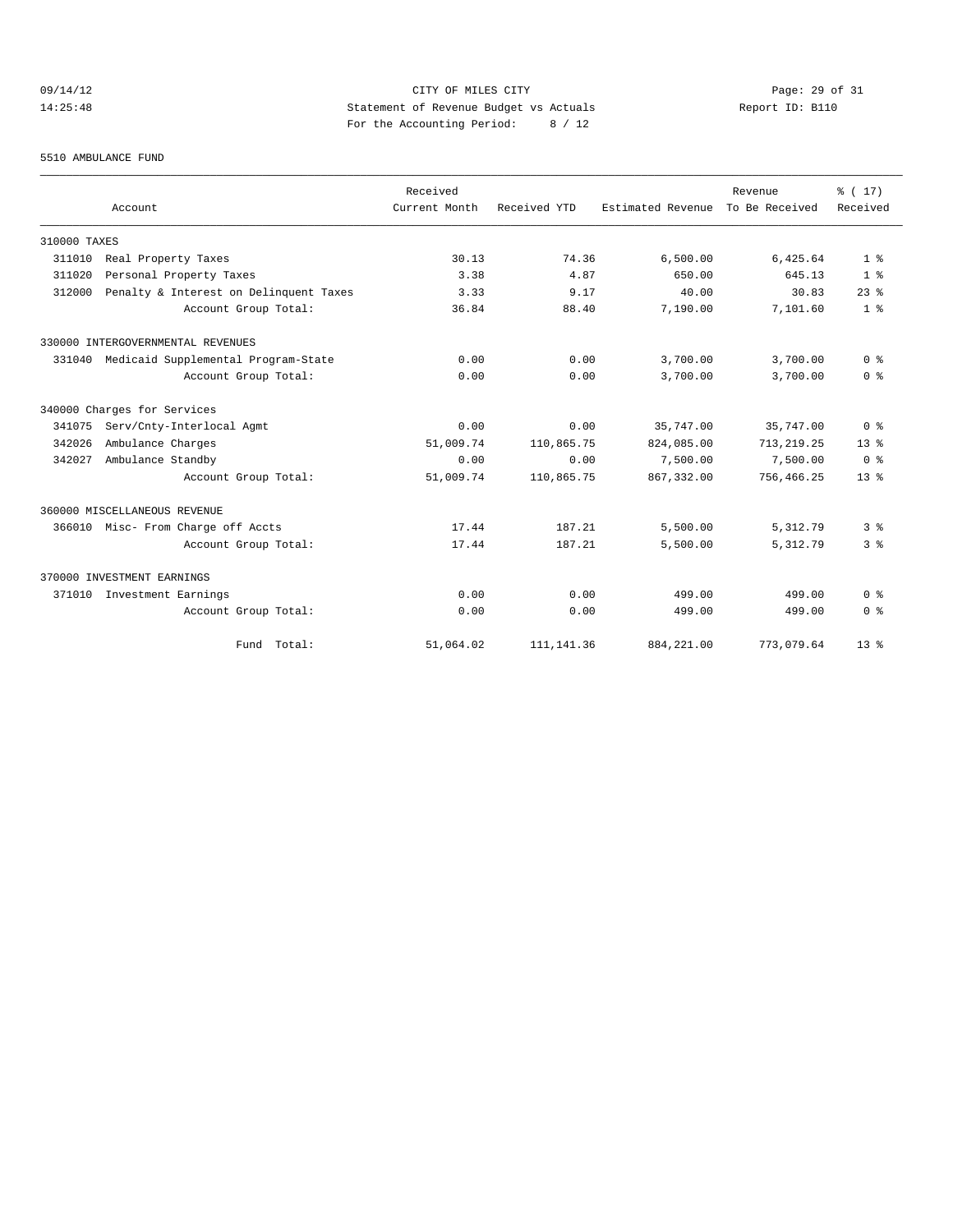CITY OF MILES CITY
Statement of Revenue Budget vs Actuals
For the Accounting Period: 8 / 12

09/14/12
14:25:48

Report ID: B110

5510 AMBULANCE FUND

| Account | Received Current Month | Received YTD | Estimated Revenue | Revenue To Be Received | % ( 17) Received |
|---|---|---|---|---|---|
| 310000 TAXES | | | | | |
| 311010 Real Property Taxes | 30.13 | 74.36 | 6,500.00 | 6,425.64 | 1 % |
| 311020 Personal Property Taxes | 3.38 | 4.87 | 650.00 | 645.13 | 1 % |
| 312000 Penalty & Interest on Delinquent Taxes | 3.33 | 9.17 | 40.00 | 30.83 | 23 % |
| Account Group Total: | 36.84 | 88.40 | 7,190.00 | 7,101.60 | 1 % |
| 330000 INTERGOVERNMENTAL REVENUES | | | | | |
| 331040 Medicaid Supplemental Program-State | 0.00 | 0.00 | 3,700.00 | 3,700.00 | 0 % |
| Account Group Total: | 0.00 | 0.00 | 3,700.00 | 3,700.00 | 0 % |
| 340000 Charges for Services | | | | | |
| 341075 Serv/Cnty-Interlocal Agmt | 0.00 | 0.00 | 35,747.00 | 35,747.00 | 0 % |
| 342026 Ambulance Charges | 51,009.74 | 110,865.75 | 824,085.00 | 713,219.25 | 13 % |
| 342027 Ambulance Standby | 0.00 | 0.00 | 7,500.00 | 7,500.00 | 0 % |
| Account Group Total: | 51,009.74 | 110,865.75 | 867,332.00 | 756,466.25 | 13 % |
| 360000 MISCELLANEOUS REVENUE | | | | | |
| 366010 Misc- From Charge off Accts | 17.44 | 187.21 | 5,500.00 | 5,312.79 | 3 % |
| Account Group Total: | 17.44 | 187.21 | 5,500.00 | 5,312.79 | 3 % |
| 370000 INVESTMENT EARNINGS | | | | | |
| 371010 Investment Earnings | 0.00 | 0.00 | 499.00 | 499.00 | 0 % |
| Account Group Total: | 0.00 | 0.00 | 499.00 | 499.00 | 0 % |
| Fund Total: | 51,064.02 | 111,141.36 | 884,221.00 | 773,079.64 | 13 % |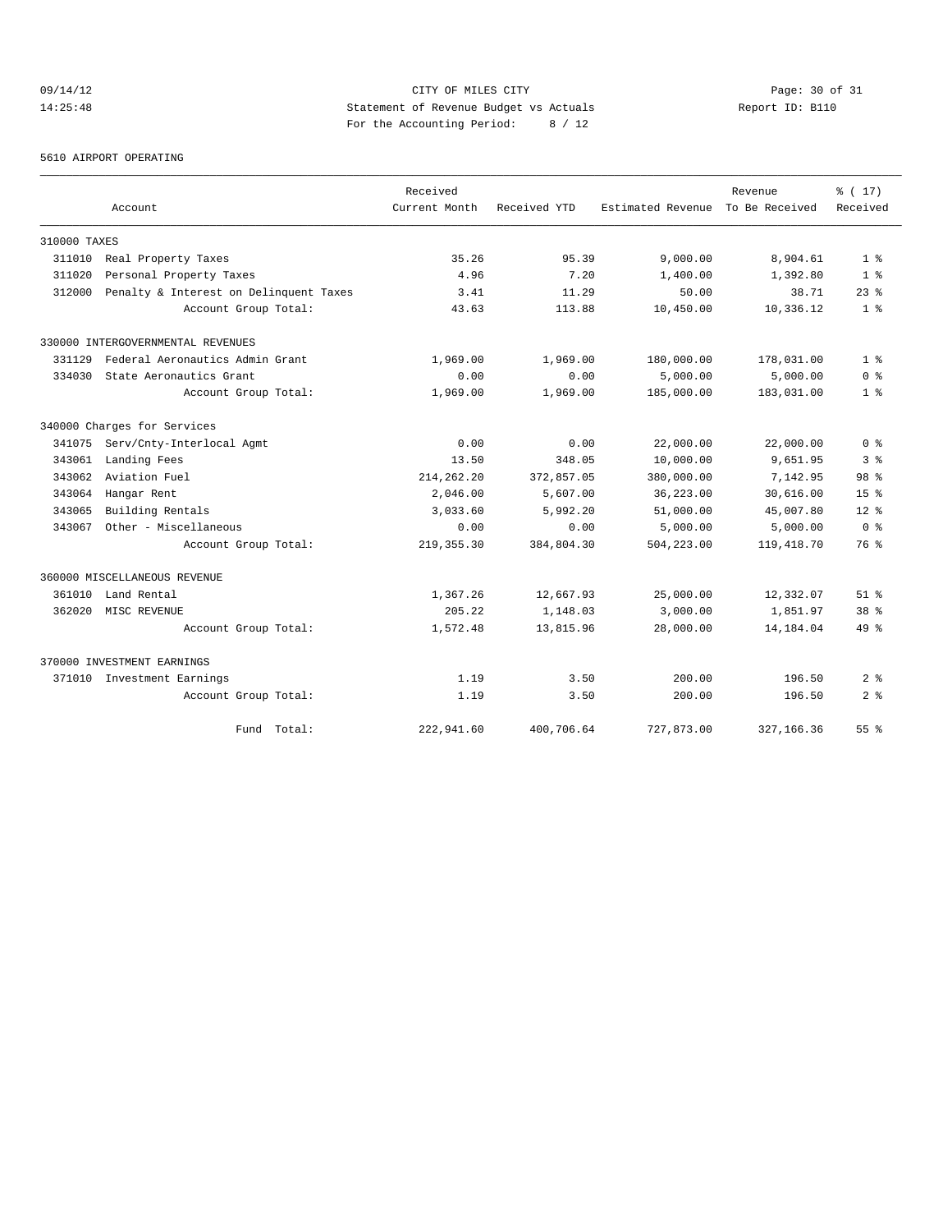CITY OF MILES CITY
Statement of Revenue Budget vs Actuals
For the Accounting Period: 8 / 12

09/14/12
14:25:48

Report ID: B110

5610 AIRPORT OPERATING

| Account | | Received Current Month | Received YTD | Estimated Revenue | Revenue To Be Received | % ( 17) Received |
|---|---|---|---|---|---|---|
| 310000 TAXES | | | | | | |
| 311010 | Real Property Taxes | 35.26 | 95.39 | 9,000.00 | 8,904.61 | 1 % |
| 311020 | Personal Property Taxes | 4.96 | 7.20 | 1,400.00 | 1,392.80 | 1 % |
| 312000 | Penalty & Interest on Delinquent Taxes | 3.41 | 11.29 | 50.00 | 38.71 | 23 % |
| | Account Group Total: | 43.63 | 113.88 | 10,450.00 | 10,336.12 | 1 % |
| 330000 INTERGOVERNMENTAL REVENUES | | | | | | |
| 331129 | Federal Aeronautics Admin Grant | 1,969.00 | 1,969.00 | 180,000.00 | 178,031.00 | 1 % |
| 334030 | State Aeronautics Grant | 0.00 | 0.00 | 5,000.00 | 5,000.00 | 0 % |
| | Account Group Total: | 1,969.00 | 1,969.00 | 185,000.00 | 183,031.00 | 1 % |
| 340000 Charges for Services | | | | | | |
| 341075 | Serv/Cnty-Interlocal Agmt | 0.00 | 0.00 | 22,000.00 | 22,000.00 | 0 % |
| 343061 | Landing Fees | 13.50 | 348.05 | 10,000.00 | 9,651.95 | 3 % |
| 343062 | Aviation Fuel | 214,262.20 | 372,857.05 | 380,000.00 | 7,142.95 | 98 % |
| 343064 | Hangar Rent | 2,046.00 | 5,607.00 | 36,223.00 | 30,616.00 | 15 % |
| 343065 | Building Rentals | 3,033.60 | 5,992.20 | 51,000.00 | 45,007.80 | 12 % |
| 343067 | Other - Miscellaneous | 0.00 | 0.00 | 5,000.00 | 5,000.00 | 0 % |
| | Account Group Total: | 219,355.30 | 384,804.30 | 504,223.00 | 119,418.70 | 76 % |
| 360000 MISCELLANEOUS REVENUE | | | | | | |
| 361010 | Land Rental | 1,367.26 | 12,667.93 | 25,000.00 | 12,332.07 | 51 % |
| 362020 | MISC REVENUE | 205.22 | 1,148.03 | 3,000.00 | 1,851.97 | 38 % |
| | Account Group Total: | 1,572.48 | 13,815.96 | 28,000.00 | 14,184.04 | 49 % |
| 370000 INVESTMENT EARNINGS | | | | | | |
| 371010 | Investment Earnings | 1.19 | 3.50 | 200.00 | 196.50 | 2 % |
| | Account Group Total: | 1.19 | 3.50 | 200.00 | 196.50 | 2 % |
| | Fund Total: | 222,941.60 | 400,706.64 | 727,873.00 | 327,166.36 | 55 % |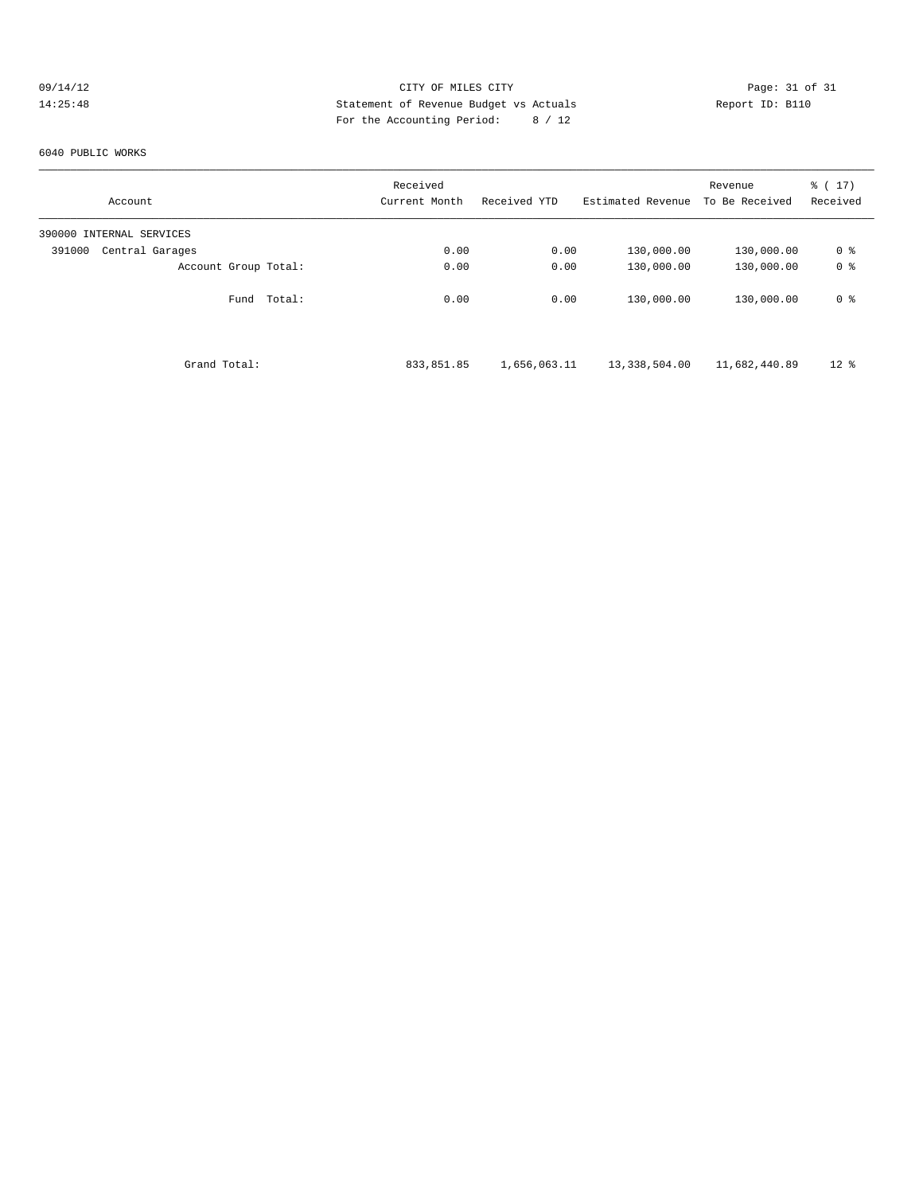CITY OF MILES CITY

Statement of Revenue Budget vs Actuals

For the Accounting Period: 8 / 12

09/14/12
14:25:48

Report ID: B110

6040 PUBLIC WORKS

| Account | Received Current Month | Received YTD | Estimated Revenue | Revenue To Be Received | % ( 17) Received |
|---|---|---|---|---|---|
| 390000 INTERNAL SERVICES | | | | | |
| 391000 Central Garages | 0.00 | 0.00 | 130,000.00 | 130,000.00 | 0 % |
| Account Group Total: | 0.00 | 0.00 | 130,000.00 | 130,000.00 | 0 % |
| Fund Total: | 0.00 | 0.00 | 130,000.00 | 130,000.00 | 0 % |
| Grand Total: | 833,851.85 | 1,656,063.11 | 13,338,504.00 | 11,682,440.89 | 12 % |